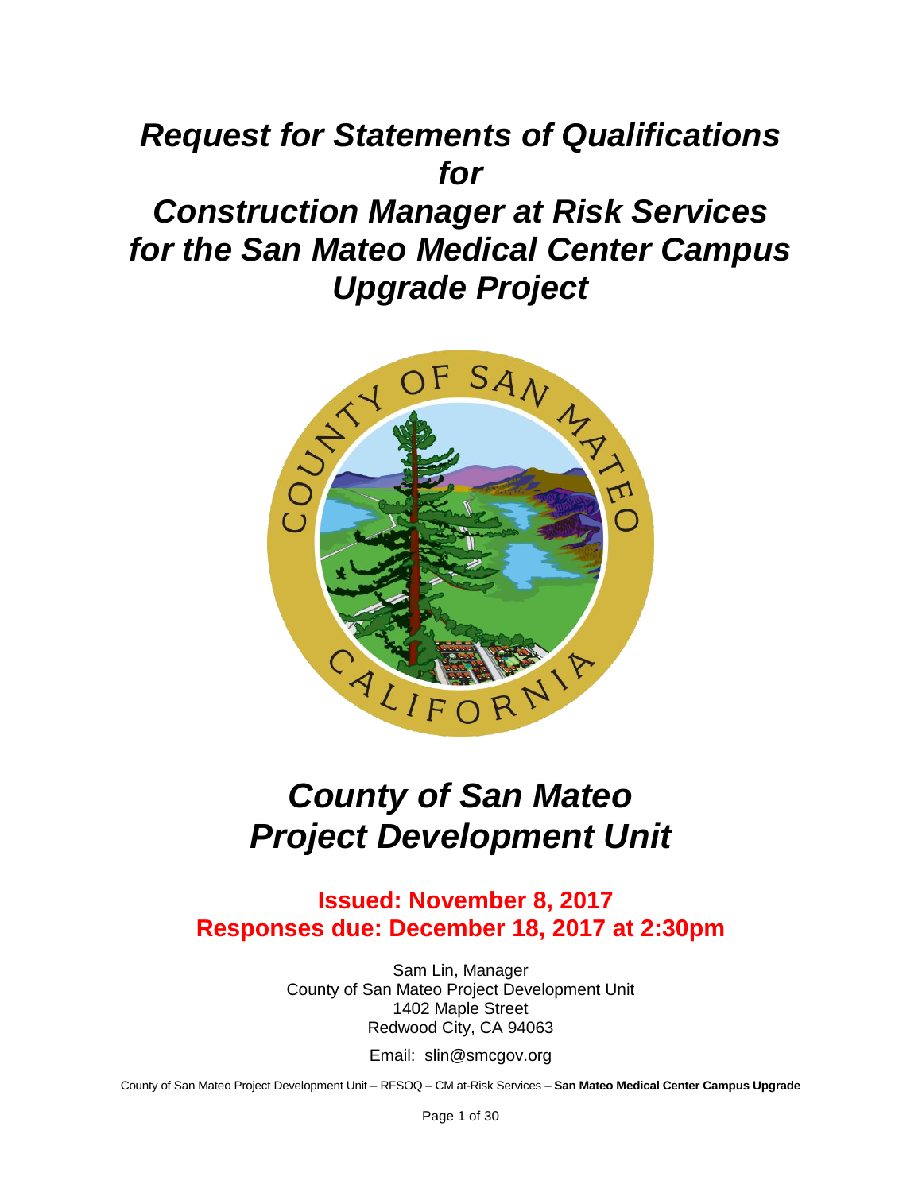# *Request for Statements of Qualifications for Construction Manager at Risk Services for the San Mateo Medical Center Campus Upgrade Project*

# *County of San Mateo Project Development Unit*

**Issued: November 8, 2017**
**Responses due: December 18, 2017 at 2:30pm**

Sam Lin, Manager
County of San Mateo Project Development Unit
1402 Maple Street
Redwood City, CA 94063

Email: slin@smcgov.org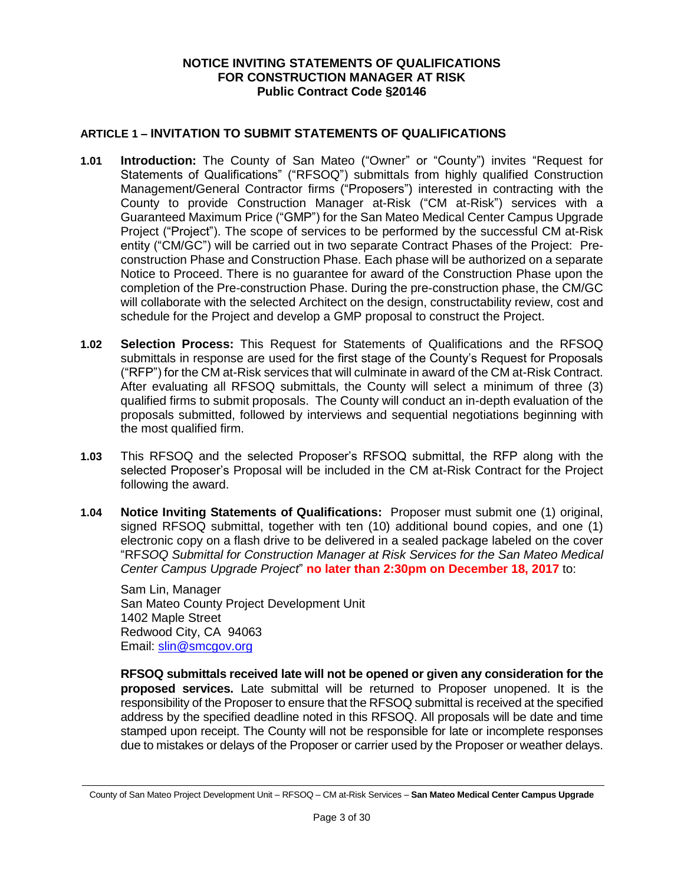# NOTICE INVITING STATEMENTS OF QUALIFICATIONS FOR CONSTRUCTION MANAGER AT RISK Public Contract Code §20146

## ARTICLE 1 – INVITATION TO SUBMIT STATEMENTS OF QUALIFICATIONS

**1.01** **Introduction:** The County of San Mateo ("Owner" or "County") invites "Request for Statements of Qualifications" ("RFSOQ") submittals from highly qualified Construction Management/General Contractor firms ("Proposers") interested in contracting with the County to provide Construction Manager at-Risk ("CM at-Risk") services with a Guaranteed Maximum Price ("GMP") for the San Mateo Medical Center Campus Upgrade Project ("Project"). The scope of services to be performed by the successful CM at-Risk entity ("CM/GC") will be carried out in two separate Contract Phases of the Project: Pre-construction Phase and Construction Phase. Each phase will be authorized on a separate Notice to Proceed. There is no guarantee for award of the Construction Phase upon the completion of the Pre-construction Phase. During the pre-construction phase, the CM/GC will collaborate with the selected Architect on the design, constructability review, cost and schedule for the Project and develop a GMP proposal to construct the Project.

**1.02** **Selection Process:** This Request for Statements of Qualifications and the RFSOQ submittals in response are used for the first stage of the County's Request for Proposals ("RFP") for the CM at-Risk services that will culminate in award of the CM at-Risk Contract. After evaluating all RFSOQ submittals, the County will select a minimum of three (3) qualified firms to submit proposals. The County will conduct an in-depth evaluation of the proposals submitted, followed by interviews and sequential negotiations beginning with the most qualified firm.

**1.03** This RFSOQ and the selected Proposer's RFSOQ submittal, the RFP along with the selected Proposer's Proposal will be included in the CM at-Risk Contract for the Project following the award.

**1.04** **Notice Inviting Statements of Qualifications:** Proposer must submit one (1) original, signed RFSOQ submittal, together with ten (10) additional bound copies, and one (1) electronic copy on a flash drive to be delivered in a sealed package labeled on the cover "RF*SOQ Submittal for Construction Manager at Risk Services for the San Mateo Medical Center Campus Upgrade Project*" **no later than 2:30pm on December 18, 2017** to:

Sam Lin, Manager
San Mateo County Project Development Unit
1402 Maple Street
Redwood City, CA 94063
Email: slin@smcgov.org

**RFSOQ submittals received late will not be opened or given any consideration for the proposed services.** Late submittal will be returned to Proposer unopened. It is the responsibility of the Proposer to ensure that the RFSOQ submittal is received at the specified address by the specified deadline noted in this RFSOQ. All proposals will be date and time stamped upon receipt. The County will not be responsible for late or incomplete responses due to mistakes or delays of the Proposer or carrier used by the Proposer or weather delays.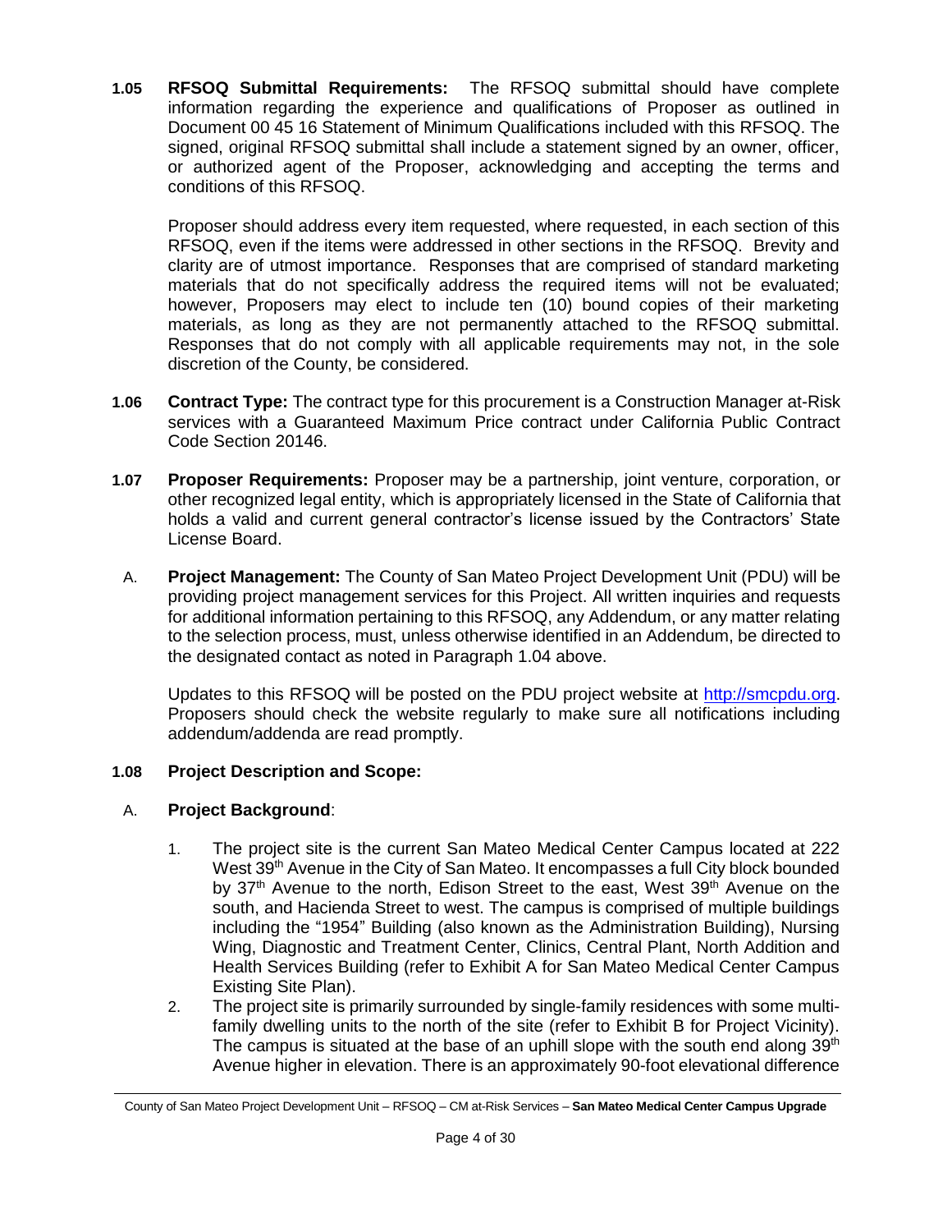**1.05 RFSOQ Submittal Requirements:** The RFSOQ submittal should have complete information regarding the experience and qualifications of Proposer as outlined in Document 00 45 16 Statement of Minimum Qualifications included with this RFSOQ. The signed, original RFSOQ submittal shall include a statement signed by an owner, officer, or authorized agent of the Proposer, acknowledging and accepting the terms and conditions of this RFSOQ.

Proposer should address every item requested, where requested, in each section of this RFSOQ, even if the items were addressed in other sections in the RFSOQ. Brevity and clarity are of utmost importance. Responses that are comprised of standard marketing materials that do not specifically address the required items will not be evaluated; however, Proposers may elect to include ten (10) bound copies of their marketing materials, as long as they are not permanently attached to the RFSOQ submittal. Responses that do not comply with all applicable requirements may not, in the sole discretion of the County, be considered.

**1.06 Contract Type:** The contract type for this procurement is a Construction Manager at-Risk services with a Guaranteed Maximum Price contract under California Public Contract Code Section 20146.

**1.07 Proposer Requirements:** Proposer may be a partnership, joint venture, corporation, or other recognized legal entity, which is appropriately licensed in the State of California that holds a valid and current general contractor's license issued by the Contractors' State License Board.

A. **Project Management:** The County of San Mateo Project Development Unit (PDU) will be providing project management services for this Project. All written inquiries and requests for additional information pertaining to this RFSOQ, any Addendum, or any matter relating to the selection process, must, unless otherwise identified in an Addendum, be directed to the designated contact as noted in Paragraph 1.04 above.

Updates to this RFSOQ will be posted on the PDU project website at [http://smcpdu.org](http://smcpdu.org). Proposers should check the website regularly to make sure all notifications including addendum/addenda are read promptly.

**1.08 Project Description and Scope:**

A. **Project Background**:

1. The project site is the current San Mateo Medical Center Campus located at 222 West 39th Avenue in the City of San Mateo. It encompasses a full City block bounded by 37th Avenue to the north, Edison Street to the east, West 39th Avenue on the south, and Hacienda Street to west. The campus is comprised of multiple buildings including the "1954" Building (also known as the Administration Building), Nursing Wing, Diagnostic and Treatment Center, Clinics, Central Plant, North Addition and Health Services Building (refer to Exhibit A for San Mateo Medical Center Campus Existing Site Plan).
2. The project site is primarily surrounded by single-family residences with some multi-family dwelling units to the north of the site (refer to Exhibit B for Project Vicinity). The campus is situated at the base of an uphill slope with the south end along 39th Avenue higher in elevation. There is an approximately 90-foot elevational difference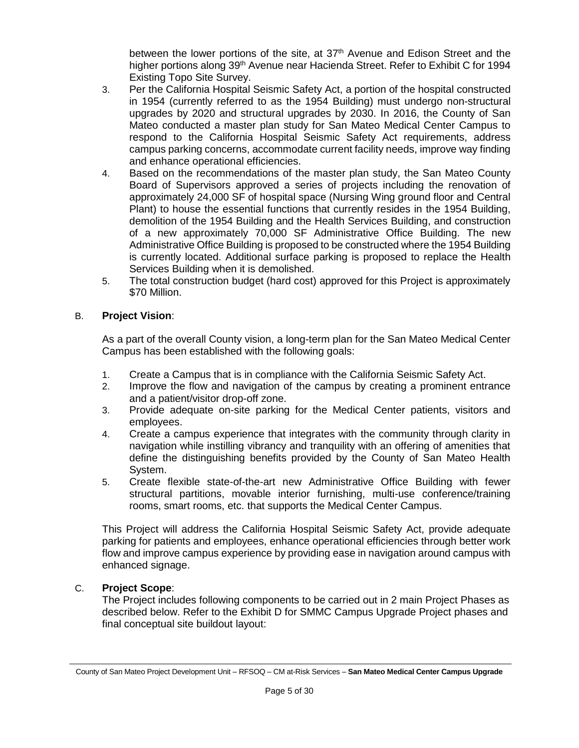between the lower portions of the site, at 37th Avenue and Edison Street and the higher portions along 39th Avenue near Hacienda Street. Refer to Exhibit C for 1994 Existing Topo Site Survey.

3. Per the California Hospital Seismic Safety Act, a portion of the hospital constructed in 1954 (currently referred to as the 1954 Building) must undergo non-structural upgrades by 2020 and structural upgrades by 2030. In 2016, the County of San Mateo conducted a master plan study for San Mateo Medical Center Campus to respond to the California Hospital Seismic Safety Act requirements, address campus parking concerns, accommodate current facility needs, improve way finding and enhance operational efficiencies.
4. Based on the recommendations of the master plan study, the San Mateo County Board of Supervisors approved a series of projects including the renovation of approximately 24,000 SF of hospital space (Nursing Wing ground floor and Central Plant) to house the essential functions that currently resides in the 1954 Building, demolition of the 1954 Building and the Health Services Building, and construction of a new approximately 70,000 SF Administrative Office Building. The new Administrative Office Building is proposed to be constructed where the 1954 Building is currently located. Additional surface parking is proposed to replace the Health Services Building when it is demolished.
5. The total construction budget (hard cost) approved for this Project is approximately $70 Million.

B. **Project Vision**:

As a part of the overall County vision, a long-term plan for the San Mateo Medical Center Campus has been established with the following goals:

1. Create a Campus that is in compliance with the California Seismic Safety Act.
2. Improve the flow and navigation of the campus by creating a prominent entrance and a patient/visitor drop-off zone.
3. Provide adequate on-site parking for the Medical Center patients, visitors and employees.
4. Create a campus experience that integrates with the community through clarity in navigation while instilling vibrancy and tranquility with an offering of amenities that define the distinguishing benefits provided by the County of San Mateo Health System.
5. Create flexible state-of-the-art new Administrative Office Building with fewer structural partitions, movable interior furnishing, multi-use conference/training rooms, smart rooms, etc. that supports the Medical Center Campus.

This Project will address the California Hospital Seismic Safety Act, provide adequate parking for patients and employees, enhance operational efficiencies through better work flow and improve campus experience by providing ease in navigation around campus with enhanced signage.

C. **Project Scope**:

The Project includes following components to be carried out in 2 main Project Phases as described below. Refer to the Exhibit D for SMMC Campus Upgrade Project phases and final conceptual site buildout layout: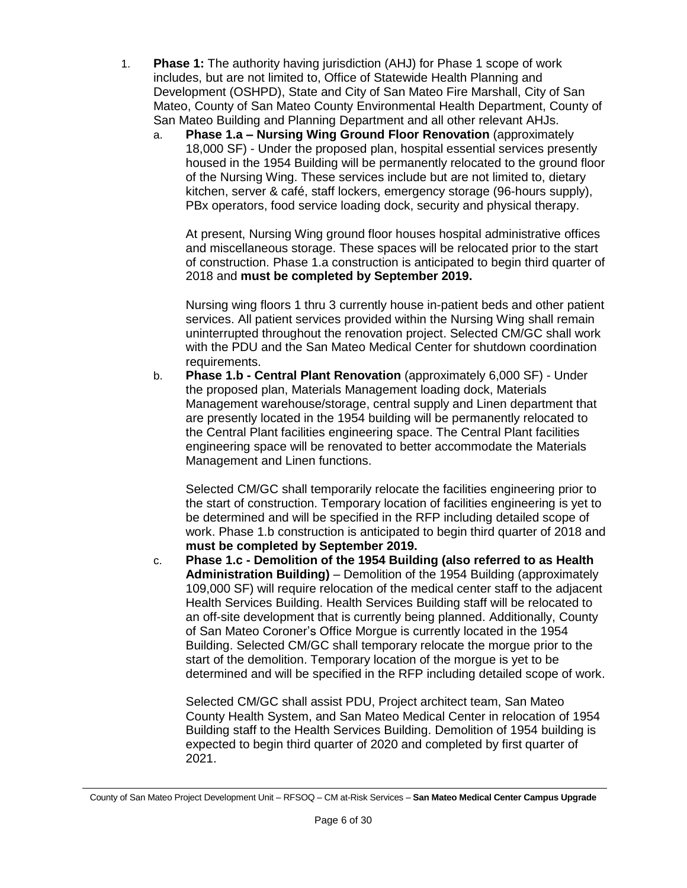1. **Phase 1:** The authority having jurisdiction (AHJ) for Phase 1 scope of work includes, but are not limited to, Office of Statewide Health Planning and Development (OSHPD), State and City of San Mateo Fire Marshall, City of San Mateo, County of San Mateo County Environmental Health Department, County of San Mateo Building and Planning Department and all other relevant AHJs.

    a. **Phase 1.a – Nursing Wing Ground Floor Renovation** (approximately 18,000 SF) - Under the proposed plan, hospital essential services presently housed in the 1954 Building will be permanently relocated to the ground floor of the Nursing Wing. These services include but are not limited to, dietary kitchen, server & café, staff lockers, emergency storage (96-hours supply), PBx operators, food service loading dock, security and physical therapy.

       At present, Nursing Wing ground floor houses hospital administrative offices and miscellaneous storage. These spaces will be relocated prior to the start of construction. Phase 1.a construction is anticipated to begin third quarter of 2018 and **must be completed by September 2019.**

       Nursing wing floors 1 thru 3 currently house in-patient beds and other patient services. All patient services provided within the Nursing Wing shall remain uninterrupted throughout the renovation project. Selected CM/GC shall work with the PDU and the San Mateo Medical Center for shutdown coordination requirements.

    b. **Phase 1.b - Central Plant Renovation** (approximately 6,000 SF) - Under the proposed plan, Materials Management loading dock, Materials Management warehouse/storage, central supply and Linen department that are presently located in the 1954 building will be permanently relocated to the Central Plant facilities engineering space. The Central Plant facilities engineering space will be renovated to better accommodate the Materials Management and Linen functions.

       Selected CM/GC shall temporarily relocate the facilities engineering prior to the start of construction. Temporary location of facilities engineering is yet to be determined and will be specified in the RFP including detailed scope of work. Phase 1.b construction is anticipated to begin third quarter of 2018 and **must be completed by September 2019.**

    c. **Phase 1.c - Demolition of the 1954 Building (also referred to as Health Administration Building)** – Demolition of the 1954 Building (approximately 109,000 SF) will require relocation of the medical center staff to the adjacent Health Services Building. Health Services Building staff will be relocated to an off-site development that is currently being planned. Additionally, County of San Mateo Coroner's Office Morgue is currently located in the 1954 Building. Selected CM/GC shall temporary relocate the morgue prior to the start of the demolition. Temporary location of the morgue is yet to be determined and will be specified in the RFP including detailed scope of work.

       Selected CM/GC shall assist PDU, Project architect team, San Mateo County Health System, and San Mateo Medical Center in relocation of 1954 Building staff to the Health Services Building. Demolition of 1954 building is expected to begin third quarter of 2020 and completed by first quarter of 2021.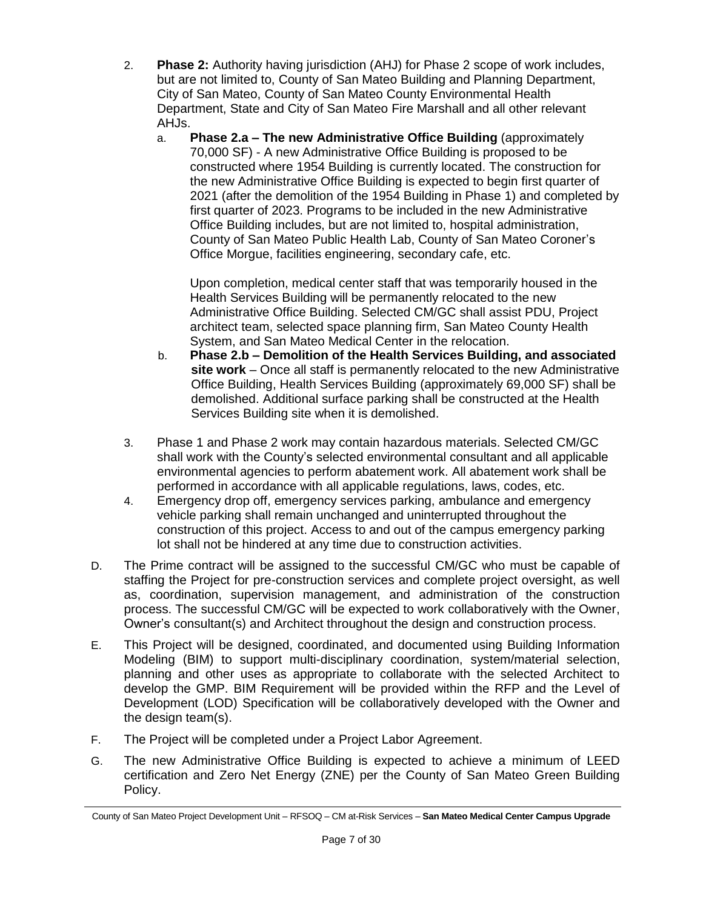2. **Phase 2:** Authority having jurisdiction (AHJ) for Phase 2 scope of work includes, but are not limited to, County of San Mateo Building and Planning Department, City of San Mateo, County of San Mateo County Environmental Health Department, State and City of San Mateo Fire Marshall and all other relevant AHJs.

   a. **Phase 2.a – The new Administrative Office Building** (approximately 70,000 SF) - A new Administrative Office Building is proposed to be constructed where 1954 Building is currently located. The construction for the new Administrative Office Building is expected to begin first quarter of 2021 (after the demolition of the 1954 Building in Phase 1) and completed by first quarter of 2023. Programs to be included in the new Administrative Office Building includes, but are not limited to, hospital administration, County of San Mateo Public Health Lab, County of San Mateo Coroner's Office Morgue, facilities engineering, secondary cafe, etc.

      Upon completion, medical center staff that was temporarily housed in the Health Services Building will be permanently relocated to the new Administrative Office Building. Selected CM/GC shall assist PDU, Project architect team, selected space planning firm, San Mateo County Health System, and San Mateo Medical Center in the relocation.

   b. **Phase 2.b – Demolition of the Health Services Building, and associated site work** – Once all staff is permanently relocated to the new Administrative Office Building, Health Services Building (approximately 69,000 SF) shall be demolished. Additional surface parking shall be constructed at the Health Services Building site when it is demolished.

3. Phase 1 and Phase 2 work may contain hazardous materials. Selected CM/GC shall work with the County's selected environmental consultant and all applicable environmental agencies to perform abatement work. All abatement work shall be performed in accordance with all applicable regulations, laws, codes, etc.

4. Emergency drop off, emergency services parking, ambulance and emergency vehicle parking shall remain unchanged and uninterrupted throughout the construction of this project. Access to and out of the campus emergency parking lot shall not be hindered at any time due to construction activities.

D. The Prime contract will be assigned to the successful CM/GC who must be capable of staffing the Project for pre-construction services and complete project oversight, as well as, coordination, supervision management, and administration of the construction process. The successful CM/GC will be expected to work collaboratively with the Owner, Owner's consultant(s) and Architect throughout the design and construction process.

E. This Project will be designed, coordinated, and documented using Building Information Modeling (BIM) to support multi-disciplinary coordination, system/material selection, planning and other uses as appropriate to collaborate with the selected Architect to develop the GMP. BIM Requirement will be provided within the RFP and the Level of Development (LOD) Specification will be collaboratively developed with the Owner and the design team(s).

F. The Project will be completed under a Project Labor Agreement.

G. The new Administrative Office Building is expected to achieve a minimum of LEED certification and Zero Net Energy (ZNE) per the County of San Mateo Green Building Policy.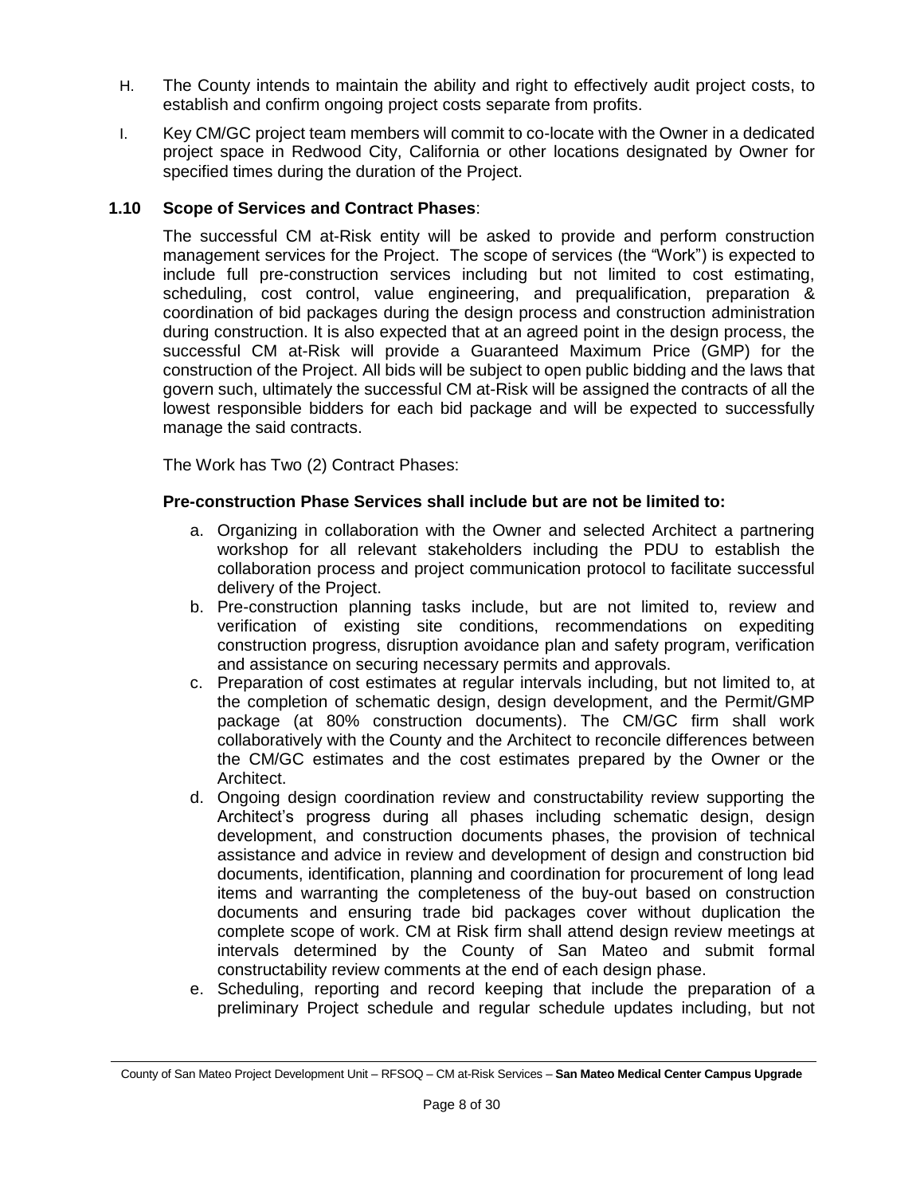H. The County intends to maintain the ability and right to effectively audit project costs, to establish and confirm ongoing project costs separate from profits.

I. Key CM/GC project team members will commit to co-locate with the Owner in a dedicated project space in Redwood City, California or other locations designated by Owner for specified times during the duration of the Project.

### 1.10 Scope of Services and Contract Phases:

The successful CM at-Risk entity will be asked to provide and perform construction management services for the Project. The scope of services (the "Work") is expected to include full pre-construction services including but not limited to cost estimating, scheduling, cost control, value engineering, and prequalification, preparation & coordination of bid packages during the design process and construction administration during construction. It is also expected that at an agreed point in the design process, the successful CM at-Risk will provide a Guaranteed Maximum Price (GMP) for the construction of the Project. All bids will be subject to open public bidding and the laws that govern such, ultimately the successful CM at-Risk will be assigned the contracts of all the lowest responsible bidders for each bid package and will be expected to successfully manage the said contracts.

The Work has Two (2) Contract Phases:

**Pre-construction Phase Services shall include but are not be limited to:**

a. Organizing in collaboration with the Owner and selected Architect a partnering workshop for all relevant stakeholders including the PDU to establish the collaboration process and project communication protocol to facilitate successful delivery of the Project.
b. Pre-construction planning tasks include, but are not limited to, review and verification of existing site conditions, recommendations on expediting construction progress, disruption avoidance plan and safety program, verification and assistance on securing necessary permits and approvals.
c. Preparation of cost estimates at regular intervals including, but not limited to, at the completion of schematic design, design development, and the Permit/GMP package (at 80% construction documents). The CM/GC firm shall work collaboratively with the County and the Architect to reconcile differences between the CM/GC estimates and the cost estimates prepared by the Owner or the Architect.
d. Ongoing design coordination review and constructability review supporting the Architect's progress during all phases including schematic design, design development, and construction documents phases, the provision of technical assistance and advice in review and development of design and construction bid documents, identification, planning and coordination for procurement of long lead items and warranting the completeness of the buy-out based on construction documents and ensuring trade bid packages cover without duplication the complete scope of work. CM at Risk firm shall attend design review meetings at intervals determined by the County of San Mateo and submit formal constructability review comments at the end of each design phase.
e. Scheduling, reporting and record keeping that include the preparation of a preliminary Project schedule and regular schedule updates including, but not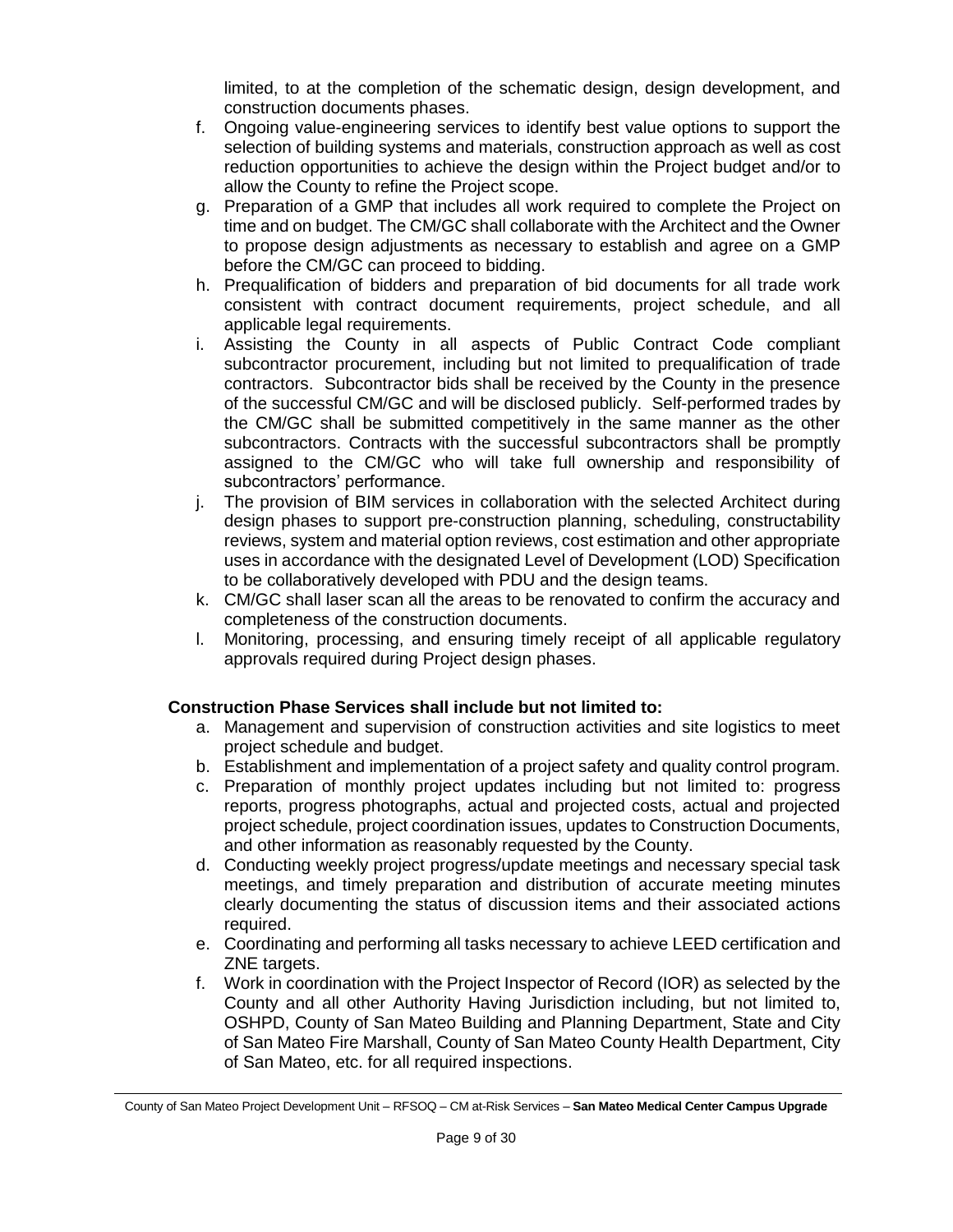limited, to at the completion of the schematic design, design development, and construction documents phases.

f. Ongoing value-engineering services to identify best value options to support the selection of building systems and materials, construction approach as well as cost reduction opportunities to achieve the design within the Project budget and/or to allow the County to refine the Project scope.
g. Preparation of a GMP that includes all work required to complete the Project on time and on budget. The CM/GC shall collaborate with the Architect and the Owner to propose design adjustments as necessary to establish and agree on a GMP before the CM/GC can proceed to bidding.
h. Prequalification of bidders and preparation of bid documents for all trade work consistent with contract document requirements, project schedule, and all applicable legal requirements.
i. Assisting the County in all aspects of Public Contract Code compliant subcontractor procurement, including but not limited to prequalification of trade contractors. Subcontractor bids shall be received by the County in the presence of the successful CM/GC and will be disclosed publicly. Self-performed trades by the CM/GC shall be submitted competitively in the same manner as the other subcontractors. Contracts with the successful subcontractors shall be promptly assigned to the CM/GC who will take full ownership and responsibility of subcontractors' performance.
j. The provision of BIM services in collaboration with the selected Architect during design phases to support pre-construction planning, scheduling, constructability reviews, system and material option reviews, cost estimation and other appropriate uses in accordance with the designated Level of Development (LOD) Specification to be collaboratively developed with PDU and the design teams.
k. CM/GC shall laser scan all the areas to be renovated to confirm the accuracy and completeness of the construction documents.
l. Monitoring, processing, and ensuring timely receipt of all applicable regulatory approvals required during Project design phases.

**Construction Phase Services shall include but not limited to:**

a. Management and supervision of construction activities and site logistics to meet project schedule and budget.
b. Establishment and implementation of a project safety and quality control program.
c. Preparation of monthly project updates including but not limited to: progress reports, progress photographs, actual and projected costs, actual and projected project schedule, project coordination issues, updates to Construction Documents, and other information as reasonably requested by the County.
d. Conducting weekly project progress/update meetings and necessary special task meetings, and timely preparation and distribution of accurate meeting minutes clearly documenting the status of discussion items and their associated actions required.
e. Coordinating and performing all tasks necessary to achieve LEED certification and ZNE targets.
f. Work in coordination with the Project Inspector of Record (IOR) as selected by the County and all other Authority Having Jurisdiction including, but not limited to, OSHPD, County of San Mateo Building and Planning Department, State and City of San Mateo Fire Marshall, County of San Mateo County Health Department, City of San Mateo, etc. for all required inspections.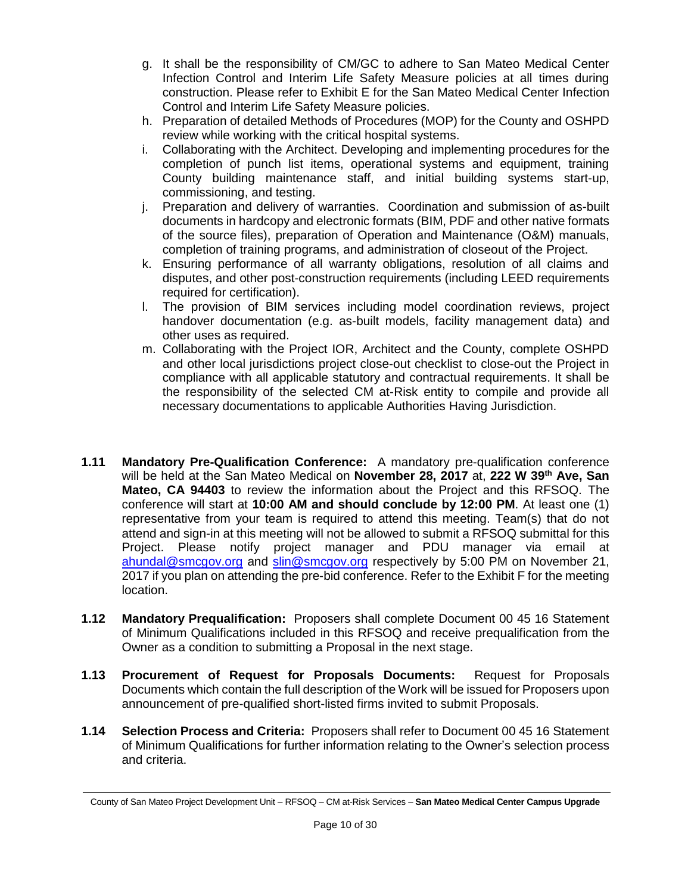g. It shall be the responsibility of CM/GC to adhere to San Mateo Medical Center Infection Control and Interim Life Safety Measure policies at all times during construction. Please refer to Exhibit E for the San Mateo Medical Center Infection Control and Interim Life Safety Measure policies.
h. Preparation of detailed Methods of Procedures (MOP) for the County and OSHPD review while working with the critical hospital systems.
i. Collaborating with the Architect. Developing and implementing procedures for the completion of punch list items, operational systems and equipment, training County building maintenance staff, and initial building systems start-up, commissioning, and testing.
j. Preparation and delivery of warranties. Coordination and submission of as-built documents in hardcopy and electronic formats (BIM, PDF and other native formats of the source files), preparation of Operation and Maintenance (O&M) manuals, completion of training programs, and administration of closeout of the Project.
k. Ensuring performance of all warranty obligations, resolution of all claims and disputes, and other post-construction requirements (including LEED requirements required for certification).
l. The provision of BIM services including model coordination reviews, project handover documentation (e.g. as-built models, facility management data) and other uses as required.
m. Collaborating with the Project IOR, Architect and the County, complete OSHPD and other local jurisdictions project close-out checklist to close-out the Project in compliance with all applicable statutory and contractual requirements. It shall be the responsibility of the selected CM at-Risk entity to compile and provide all necessary documentations to applicable Authorities Having Jurisdiction.

**1.11 Mandatory Pre-Qualification Conference:** A mandatory pre-qualification conference will be held at the San Mateo Medical on **November 28, 2017** at, **222 W 39th Ave, San Mateo, CA 94403** to review the information about the Project and this RFSOQ. The conference will start at **10:00 AM and should conclude by 12:00 PM**. At least one (1) representative from your team is required to attend this meeting. Team(s) that do not attend and sign-in at this meeting will not be allowed to submit a RFSOQ submittal for this Project. Please notify project manager and PDU manager via email at ahundal@smcgov.org and slin@smcgov.org respectively by 5:00 PM on November 21, 2017 if you plan on attending the pre-bid conference. Refer to the Exhibit F for the meeting location.

**1.12 Mandatory Prequalification:** Proposers shall complete Document 00 45 16 Statement of Minimum Qualifications included in this RFSOQ and receive prequalification from the Owner as a condition to submitting a Proposal in the next stage.

**1.13 Procurement of Request for Proposals Documents:** Request for Proposals Documents which contain the full description of the Work will be issued for Proposers upon announcement of pre-qualified short-listed firms invited to submit Proposals.

**1.14 Selection Process and Criteria:** Proposers shall refer to Document 00 45 16 Statement of Minimum Qualifications for further information relating to the Owner's selection process and criteria.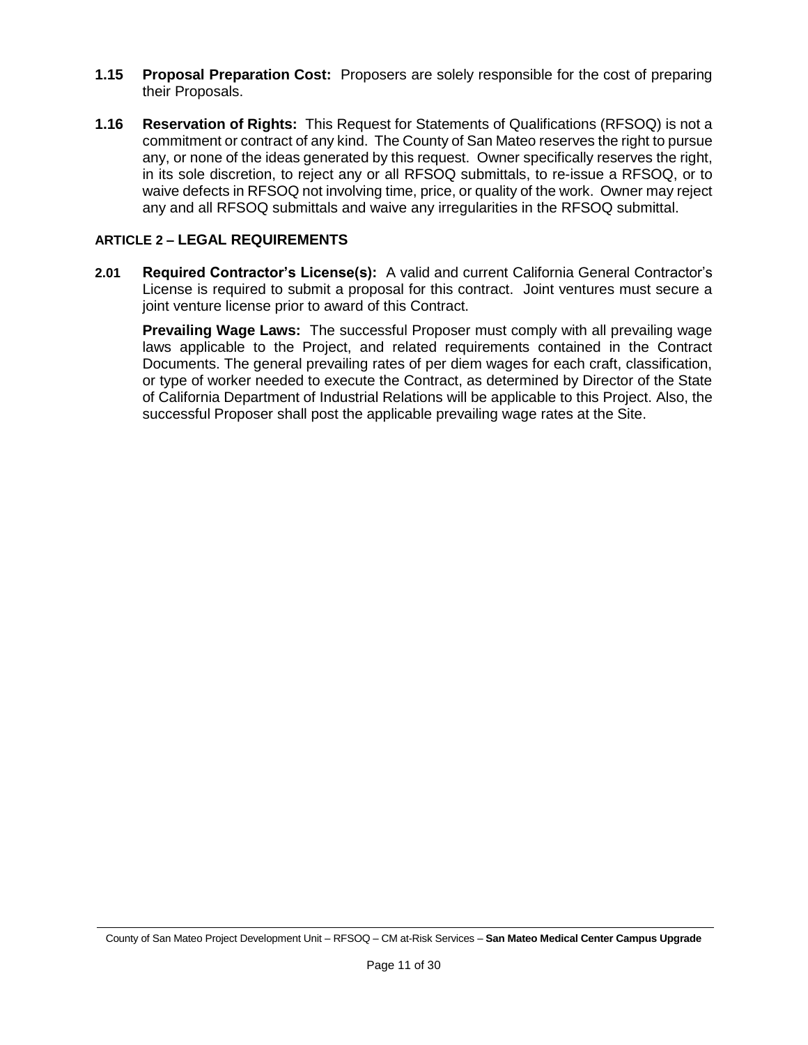**1.15 Proposal Preparation Cost:** Proposers are solely responsible for the cost of preparing their Proposals.

**1.16 Reservation of Rights:** This Request for Statements of Qualifications (RFSOQ) is not a commitment or contract of any kind. The County of San Mateo reserves the right to pursue any, or none of the ideas generated by this request. Owner specifically reserves the right, in its sole discretion, to reject any or all RFSOQ submittals, to re-issue a RFSOQ, or to waive defects in RFSOQ not involving time, price, or quality of the work. Owner may reject any and all RFSOQ submittals and waive any irregularities in the RFSOQ submittal.

## ARTICLE 2 – LEGAL REQUIREMENTS

**2.01 Required Contractor's License(s):** A valid and current California General Contractor's License is required to submit a proposal for this contract. Joint ventures must secure a joint venture license prior to award of this Contract.

**Prevailing Wage Laws:** The successful Proposer must comply with all prevailing wage laws applicable to the Project, and related requirements contained in the Contract Documents. The general prevailing rates of per diem wages for each craft, classification, or type of worker needed to execute the Contract, as determined by Director of the State of California Department of Industrial Relations will be applicable to this Project. Also, the successful Proposer shall post the applicable prevailing wage rates at the Site.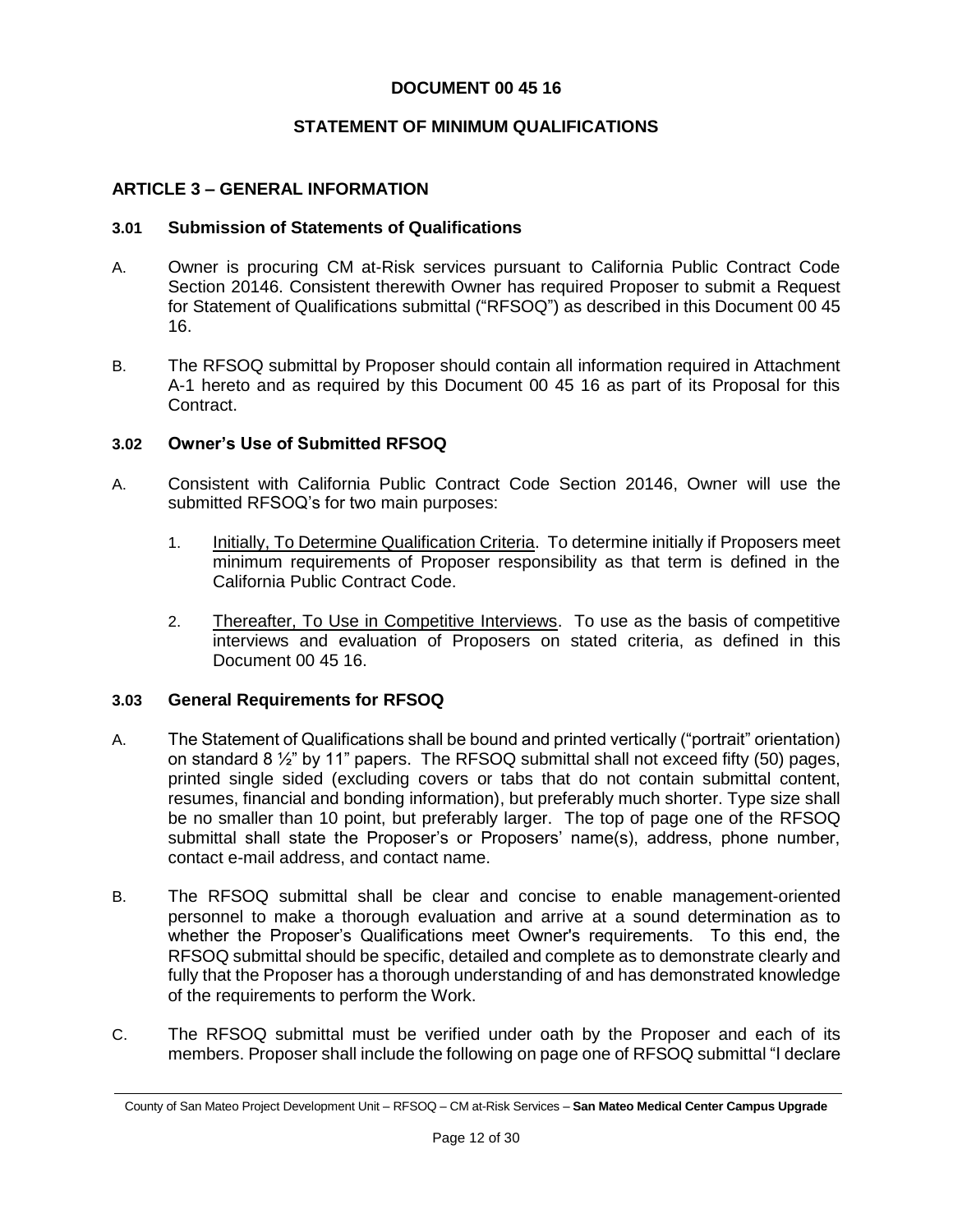# DOCUMENT 00 45 16

## STATEMENT OF MINIMUM QUALIFICATIONS

### ARTICLE 3 – GENERAL INFORMATION

#### 3.01 Submission of Statements of Qualifications

A. Owner is procuring CM at-Risk services pursuant to California Public Contract Code Section 20146. Consistent therewith Owner has required Proposer to submit a Request for Statement of Qualifications submittal ("RFSOQ") as described in this Document 00 45 16.

B. The RFSOQ submittal by Proposer should contain all information required in Attachment A-1 hereto and as required by this Document 00 45 16 as part of its Proposal for this Contract.

#### 3.02 Owner's Use of Submitted RFSOQ

A. Consistent with California Public Contract Code Section 20146, Owner will use the submitted RFSOQ's for two main purposes:

1. Initially, To Determine Qualification Criteria. To determine initially if Proposers meet minimum requirements of Proposer responsibility as that term is defined in the California Public Contract Code.

2. Thereafter, To Use in Competitive Interviews. To use as the basis of competitive interviews and evaluation of Proposers on stated criteria, as defined in this Document 00 45 16.

#### 3.03 General Requirements for RFSOQ

A. The Statement of Qualifications shall be bound and printed vertically ("portrait" orientation) on standard 8 ½" by 11" papers. The RFSOQ submittal shall not exceed fifty (50) pages, printed single sided (excluding covers or tabs that do not contain submittal content, resumes, financial and bonding information), but preferably much shorter. Type size shall be no smaller than 10 point, but preferably larger. The top of page one of the RFSOQ submittal shall state the Proposer's or Proposers' name(s), address, phone number, contact e-mail address, and contact name.

B. The RFSOQ submittal shall be clear and concise to enable management-oriented personnel to make a thorough evaluation and arrive at a sound determination as to whether the Proposer's Qualifications meet Owner's requirements. To this end, the RFSOQ submittal should be specific, detailed and complete as to demonstrate clearly and fully that the Proposer has a thorough understanding of and has demonstrated knowledge of the requirements to perform the Work.

C. The RFSOQ submittal must be verified under oath by the Proposer and each of its members. Proposer shall include the following on page one of RFSOQ submittal "I declare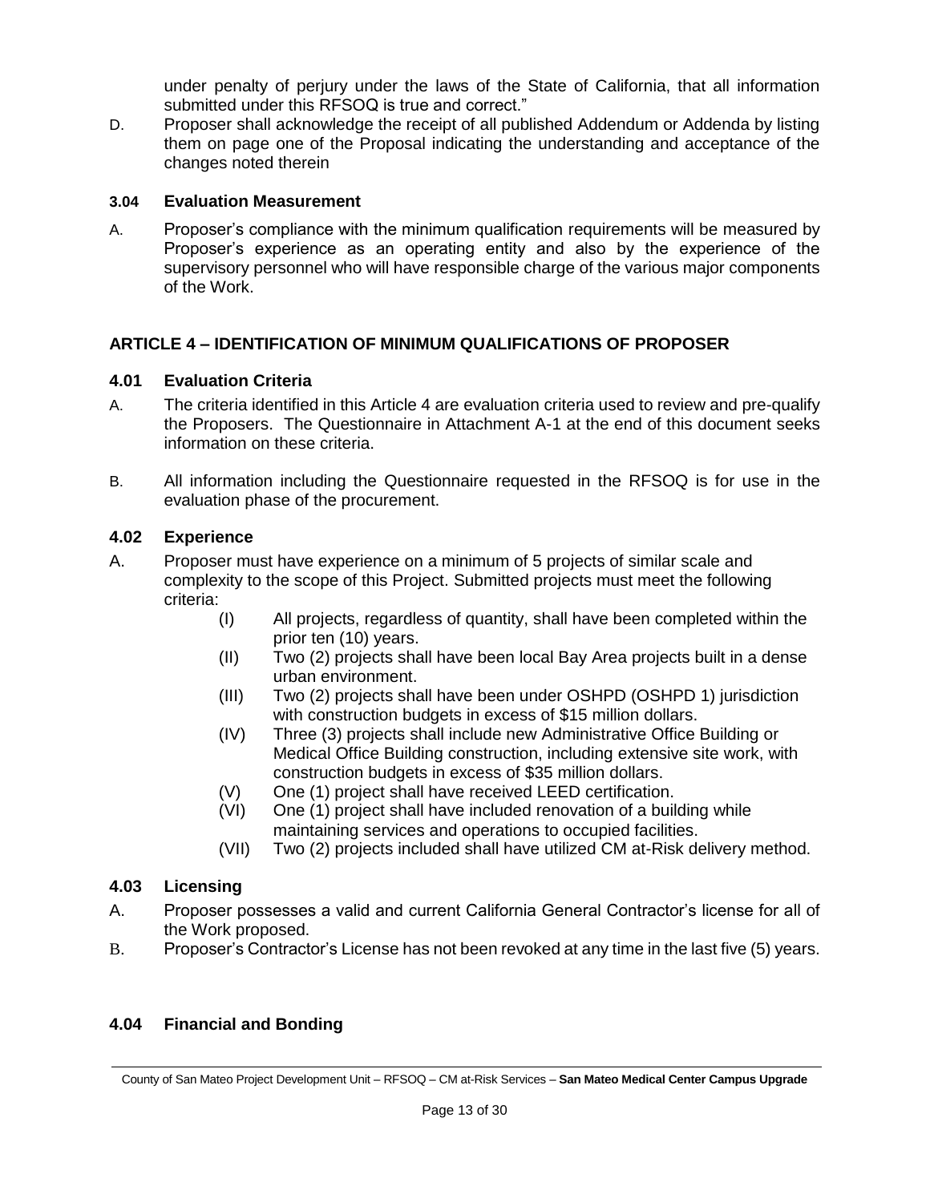under penalty of perjury under the laws of the State of California, that all information submitted under this RFSOQ is true and correct."

D. Proposer shall acknowledge the receipt of all published Addendum or Addenda by listing them on page one of the Proposal indicating the understanding and acceptance of the changes noted therein

### 3.04 Evaluation Measurement

A. Proposer's compliance with the minimum qualification requirements will be measured by Proposer's experience as an operating entity and also by the experience of the supervisory personnel who will have responsible charge of the various major components of the Work.

## ARTICLE 4 – IDENTIFICATION OF MINIMUM QUALIFICATIONS OF PROPOSER

### 4.01 Evaluation Criteria

A. The criteria identified in this Article 4 are evaluation criteria used to review and pre-qualify the Proposers. The Questionnaire in Attachment A-1 at the end of this document seeks information on these criteria.

B. All information including the Questionnaire requested in the RFSOQ is for use in the evaluation phase of the procurement.

### 4.02 Experience

A. Proposer must have experience on a minimum of 5 projects of similar scale and complexity to the scope of this Project. Submitted projects must meet the following criteria:

   (I) All projects, regardless of quantity, shall have been completed within the prior ten (10) years.

   (II) Two (2) projects shall have been local Bay Area projects built in a dense urban environment.

   (III) Two (2) projects shall have been under OSHPD (OSHPD 1) jurisdiction with construction budgets in excess of $15 million dollars.

   (IV) Three (3) projects shall include new Administrative Office Building or Medical Office Building construction, including extensive site work, with construction budgets in excess of $35 million dollars.

   (V) One (1) project shall have received LEED certification.

   (VI) One (1) project shall have included renovation of a building while maintaining services and operations to occupied facilities.

   (VII) Two (2) projects included shall have utilized CM at-Risk delivery method.

### 4.03 Licensing

A. Proposer possesses a valid and current California General Contractor's license for all of the Work proposed.

B. Proposer's Contractor's License has not been revoked at any time in the last five (5) years.

### 4.04 Financial and Bonding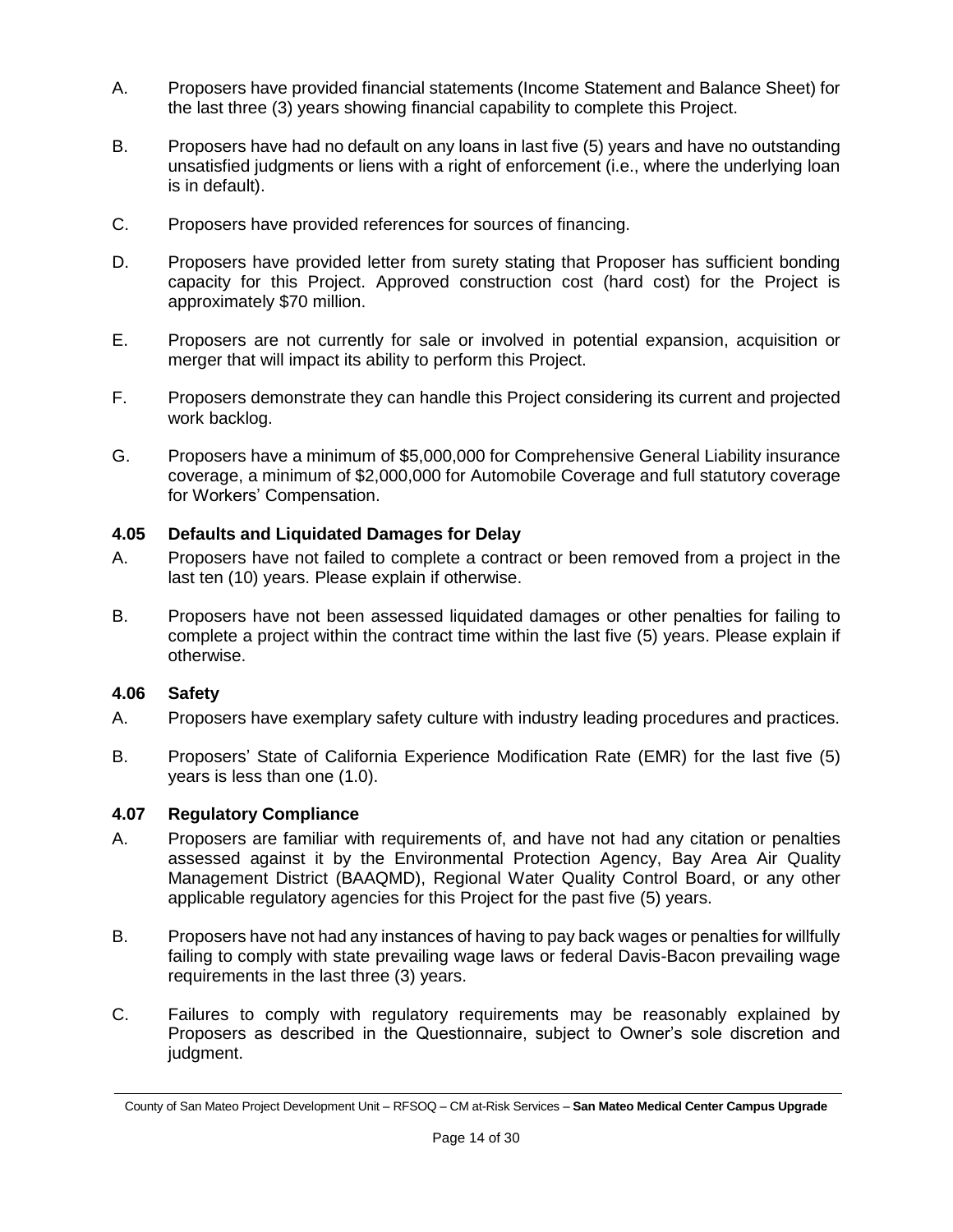A. Proposers have provided financial statements (Income Statement and Balance Sheet) for the last three (3) years showing financial capability to complete this Project.

B. Proposers have had no default on any loans in last five (5) years and have no outstanding unsatisfied judgments or liens with a right of enforcement (i.e., where the underlying loan is in default).

C. Proposers have provided references for sources of financing.

D. Proposers have provided letter from surety stating that Proposer has sufficient bonding capacity for this Project. Approved construction cost (hard cost) for the Project is approximately $70 million.

E. Proposers are not currently for sale or involved in potential expansion, acquisition or merger that will impact its ability to perform this Project.

F. Proposers demonstrate they can handle this Project considering its current and projected work backlog.

G. Proposers have a minimum of $5,000,000 for Comprehensive General Liability insurance coverage, a minimum of $2,000,000 for Automobile Coverage and full statutory coverage for Workers' Compensation.

### 4.05 Defaults and Liquidated Damages for Delay

A. Proposers have not failed to complete a contract or been removed from a project in the last ten (10) years. Please explain if otherwise.

B. Proposers have not been assessed liquidated damages or other penalties for failing to complete a project within the contract time within the last five (5) years. Please explain if otherwise.

### 4.06 Safety

A. Proposers have exemplary safety culture with industry leading procedures and practices.

B. Proposers' State of California Experience Modification Rate (EMR) for the last five (5) years is less than one (1.0).

### 4.07 Regulatory Compliance

A. Proposers are familiar with requirements of, and have not had any citation or penalties assessed against it by the Environmental Protection Agency, Bay Area Air Quality Management District (BAAQMD), Regional Water Quality Control Board, or any other applicable regulatory agencies for this Project for the past five (5) years.

B. Proposers have not had any instances of having to pay back wages or penalties for willfully failing to comply with state prevailing wage laws or federal Davis-Bacon prevailing wage requirements in the last three (3) years.

C. Failures to comply with regulatory requirements may be reasonably explained by Proposers as described in the Questionnaire, subject to Owner's sole discretion and judgment.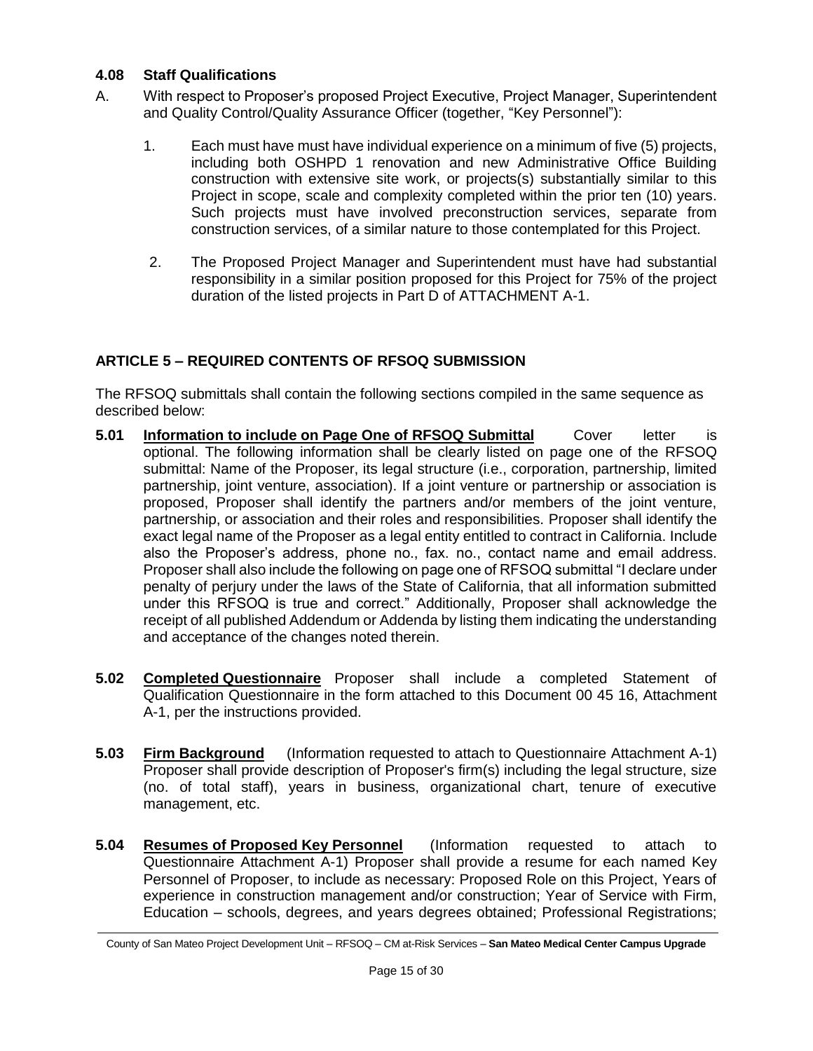### 4.08 Staff Qualifications

A. With respect to Proposer's proposed Project Executive, Project Manager, Superintendent and Quality Control/Quality Assurance Officer (together, "Key Personnel"):

1. Each must have must have individual experience on a minimum of five (5) projects, including both OSHPD 1 renovation and new Administrative Office Building construction with extensive site work, or projects(s) substantially similar to this Project in scope, scale and complexity completed within the prior ten (10) years. Such projects must have involved preconstruction services, separate from construction services, of a similar nature to those contemplated for this Project.

2. The Proposed Project Manager and Superintendent must have had substantial responsibility in a similar position proposed for this Project for 75% of the project duration of the listed projects in Part D of ATTACHMENT A-1.

## ARTICLE 5 – REQUIRED CONTENTS OF RFSOQ SUBMISSION

The RFSOQ submittals shall contain the following sections compiled in the same sequence as described below:

**5.01** **Information to include on Page One of RFSOQ Submittal** Cover letter is optional. The following information shall be clearly listed on page one of the RFSOQ submittal: Name of the Proposer, its legal structure (i.e., corporation, partnership, limited partnership, joint venture, association). If a joint venture or partnership or association is proposed, Proposer shall identify the partners and/or members of the joint venture, partnership, or association and their roles and responsibilities. Proposer shall identify the exact legal name of the Proposer as a legal entity entitled to contract in California. Include also the Proposer's address, phone no., fax. no., contact name and email address. Proposer shall also include the following on page one of RFSOQ submittal "I declare under penalty of perjury under the laws of the State of California, that all information submitted under this RFSOQ is true and correct." Additionally, Proposer shall acknowledge the receipt of all published Addendum or Addenda by listing them indicating the understanding and acceptance of the changes noted therein.

**5.02** **Completed Questionnaire** Proposer shall include a completed Statement of Qualification Questionnaire in the form attached to this Document 00 45 16, Attachment A-1, per the instructions provided.

**5.03** **Firm Background** (Information requested to attach to Questionnaire Attachment A-1) Proposer shall provide description of Proposer's firm(s) including the legal structure, size (no. of total staff), years in business, organizational chart, tenure of executive management, etc.

**5.04** **Resumes of Proposed Key Personnel** (Information requested to attach to Questionnaire Attachment A-1) Proposer shall provide a resume for each named Key Personnel of Proposer, to include as necessary: Proposed Role on this Project, Years of experience in construction management and/or construction; Year of Service with Firm, Education – schools, degrees, and years degrees obtained; Professional Registrations;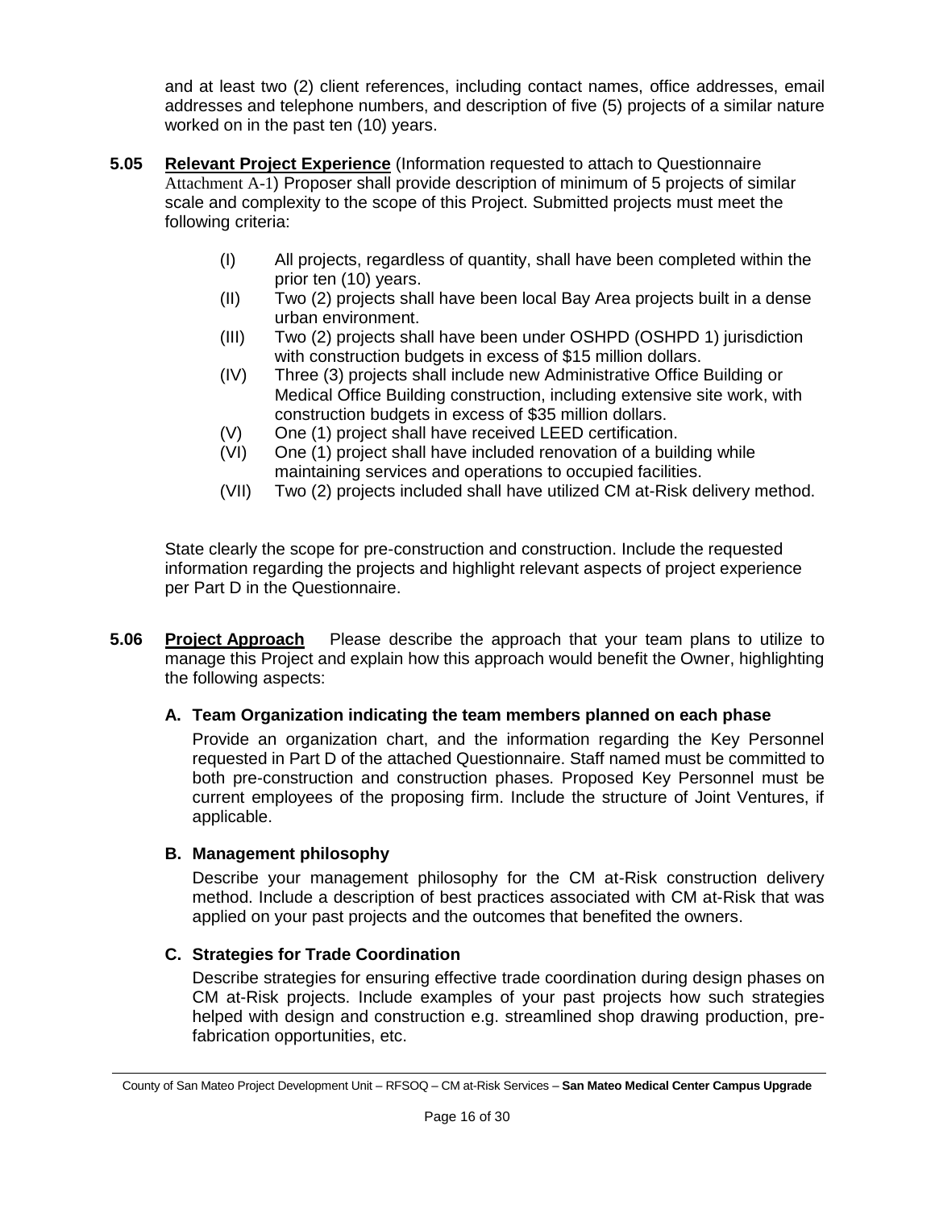and at least two (2) client references, including contact names, office addresses, email addresses and telephone numbers, and description of five (5) projects of a similar nature worked on in the past ten (10) years.

**5.05** **Relevant Project Experience** (Information requested to attach to Questionnaire Attachment A-1) Proposer shall provide description of minimum of 5 projects of similar scale and complexity to the scope of this Project. Submitted projects must meet the following criteria:

- (I) All projects, regardless of quantity, shall have been completed within the prior ten (10) years.
- (II) Two (2) projects shall have been local Bay Area projects built in a dense urban environment.
- (III) Two (2) projects shall have been under OSHPD (OSHPD 1) jurisdiction with construction budgets in excess of $15 million dollars.
- (IV) Three (3) projects shall include new Administrative Office Building or Medical Office Building construction, including extensive site work, with construction budgets in excess of $35 million dollars.
- (V) One (1) project shall have received LEED certification.
- (VI) One (1) project shall have included renovation of a building while maintaining services and operations to occupied facilities.
- (VII) Two (2) projects included shall have utilized CM at-Risk delivery method.

State clearly the scope for pre-construction and construction. Include the requested information regarding the projects and highlight relevant aspects of project experience per Part D in the Questionnaire.

**5.06** **Project Approach** Please describe the approach that your team plans to utilize to manage this Project and explain how this approach would benefit the Owner, highlighting the following aspects:

**A. Team Organization indicating the team members planned on each phase**

Provide an organization chart, and the information regarding the Key Personnel requested in Part D of the attached Questionnaire. Staff named must be committed to both pre-construction and construction phases. Proposed Key Personnel must be current employees of the proposing firm. Include the structure of Joint Ventures, if applicable.

**B. Management philosophy**

Describe your management philosophy for the CM at-Risk construction delivery method. Include a description of best practices associated with CM at-Risk that was applied on your past projects and the outcomes that benefited the owners.

**C. Strategies for Trade Coordination**

Describe strategies for ensuring effective trade coordination during design phases on CM at-Risk projects. Include examples of your past projects how such strategies helped with design and construction e.g. streamlined shop drawing production, pre-fabrication opportunities, etc.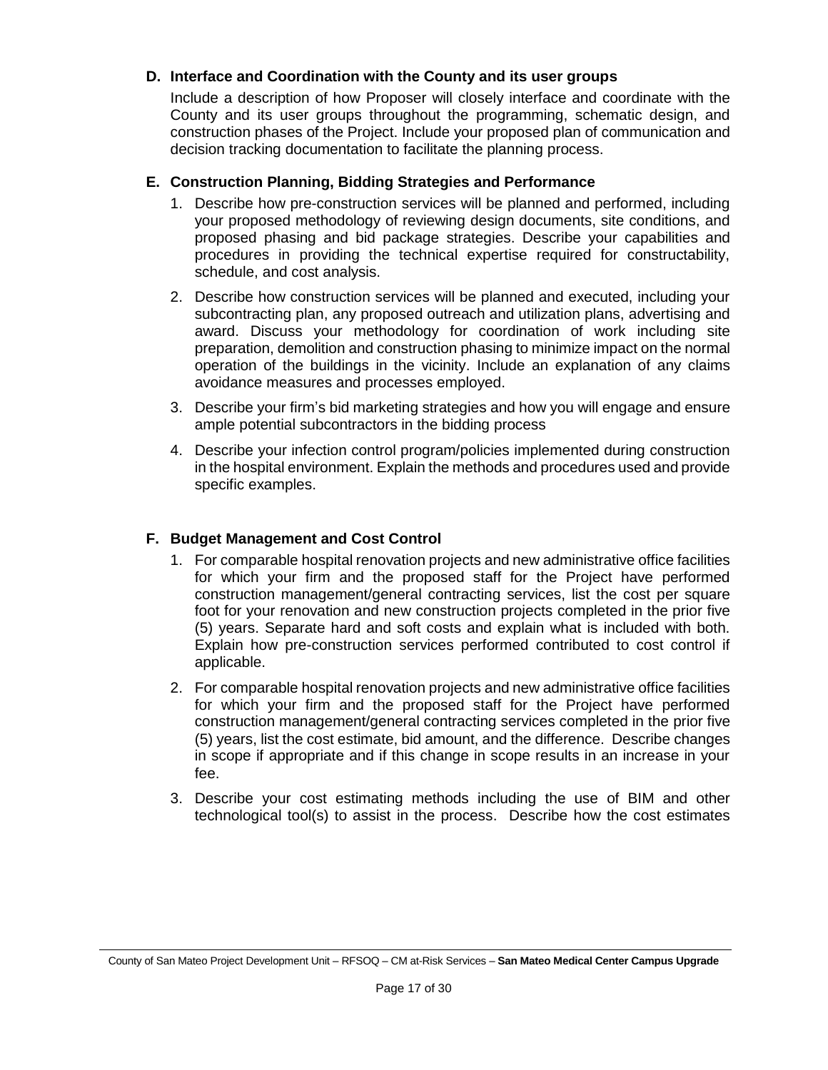**D. Interface and Coordination with the County and its user groups**

Include a description of how Proposer will closely interface and coordinate with the County and its user groups throughout the programming, schematic design, and construction phases of the Project. Include your proposed plan of communication and decision tracking documentation to facilitate the planning process.

**E. Construction Planning, Bidding Strategies and Performance**

1. Describe how pre-construction services will be planned and performed, including your proposed methodology of reviewing design documents, site conditions, and proposed phasing and bid package strategies. Describe your capabilities and procedures in providing the technical expertise required for constructability, schedule, and cost analysis.
2. Describe how construction services will be planned and executed, including your subcontracting plan, any proposed outreach and utilization plans, advertising and award. Discuss your methodology for coordination of work including site preparation, demolition and construction phasing to minimize impact on the normal operation of the buildings in the vicinity. Include an explanation of any claims avoidance measures and processes employed.
3. Describe your firm's bid marketing strategies and how you will engage and ensure ample potential subcontractors in the bidding process
4. Describe your infection control program/policies implemented during construction in the hospital environment. Explain the methods and procedures used and provide specific examples.

**F. Budget Management and Cost Control**

1. For comparable hospital renovation projects and new administrative office facilities for which your firm and the proposed staff for the Project have performed construction management/general contracting services, list the cost per square foot for your renovation and new construction projects completed in the prior five (5) years. Separate hard and soft costs and explain what is included with both. Explain how pre-construction services performed contributed to cost control if applicable.
2. For comparable hospital renovation projects and new administrative office facilities for which your firm and the proposed staff for the Project have performed construction management/general contracting services completed in the prior five (5) years, list the cost estimate, bid amount, and the difference. Describe changes in scope if appropriate and if this change in scope results in an increase in your fee.
3. Describe your cost estimating methods including the use of BIM and other technological tool(s) to assist in the process. Describe how the cost estimates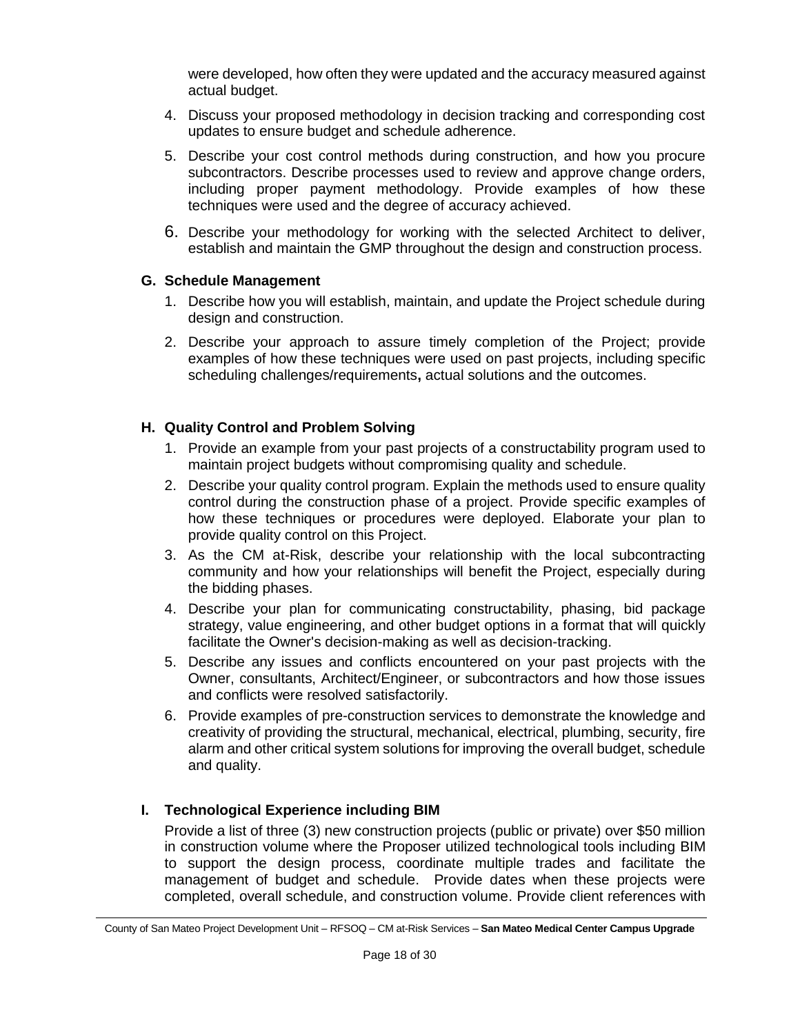were developed, how often they were updated and the accuracy measured against actual budget.

4. Discuss your proposed methodology in decision tracking and corresponding cost updates to ensure budget and schedule adherence.
5. Describe your cost control methods during construction, and how you procure subcontractors. Describe processes used to review and approve change orders, including proper payment methodology. Provide examples of how these techniques were used and the degree of accuracy achieved.
6. Describe your methodology for working with the selected Architect to deliver, establish and maintain the GMP throughout the design and construction process.

### G. Schedule Management

1. Describe how you will establish, maintain, and update the Project schedule during design and construction.
2. Describe your approach to assure timely completion of the Project; provide examples of how these techniques were used on past projects, including specific scheduling challenges/requirements**,** actual solutions and the outcomes.

### H. Quality Control and Problem Solving

1. Provide an example from your past projects of a constructability program used to maintain project budgets without compromising quality and schedule.
2. Describe your quality control program. Explain the methods used to ensure quality control during the construction phase of a project. Provide specific examples of how these techniques or procedures were deployed. Elaborate your plan to provide quality control on this Project.
3. As the CM at-Risk, describe your relationship with the local subcontracting community and how your relationships will benefit the Project, especially during the bidding phases.
4. Describe your plan for communicating constructability, phasing, bid package strategy, value engineering, and other budget options in a format that will quickly facilitate the Owner's decision-making as well as decision-tracking.
5. Describe any issues and conflicts encountered on your past projects with the Owner, consultants, Architect/Engineer, or subcontractors and how those issues and conflicts were resolved satisfactorily.
6. Provide examples of pre-construction services to demonstrate the knowledge and creativity of providing the structural, mechanical, electrical, plumbing, security, fire alarm and other critical system solutions for improving the overall budget, schedule and quality.

### I. Technological Experience including BIM

Provide a list of three (3) new construction projects (public or private) over $50 million in construction volume where the Proposer utilized technological tools including BIM to support the design process, coordinate multiple trades and facilitate the management of budget and schedule. Provide dates when these projects were completed, overall schedule, and construction volume. Provide client references with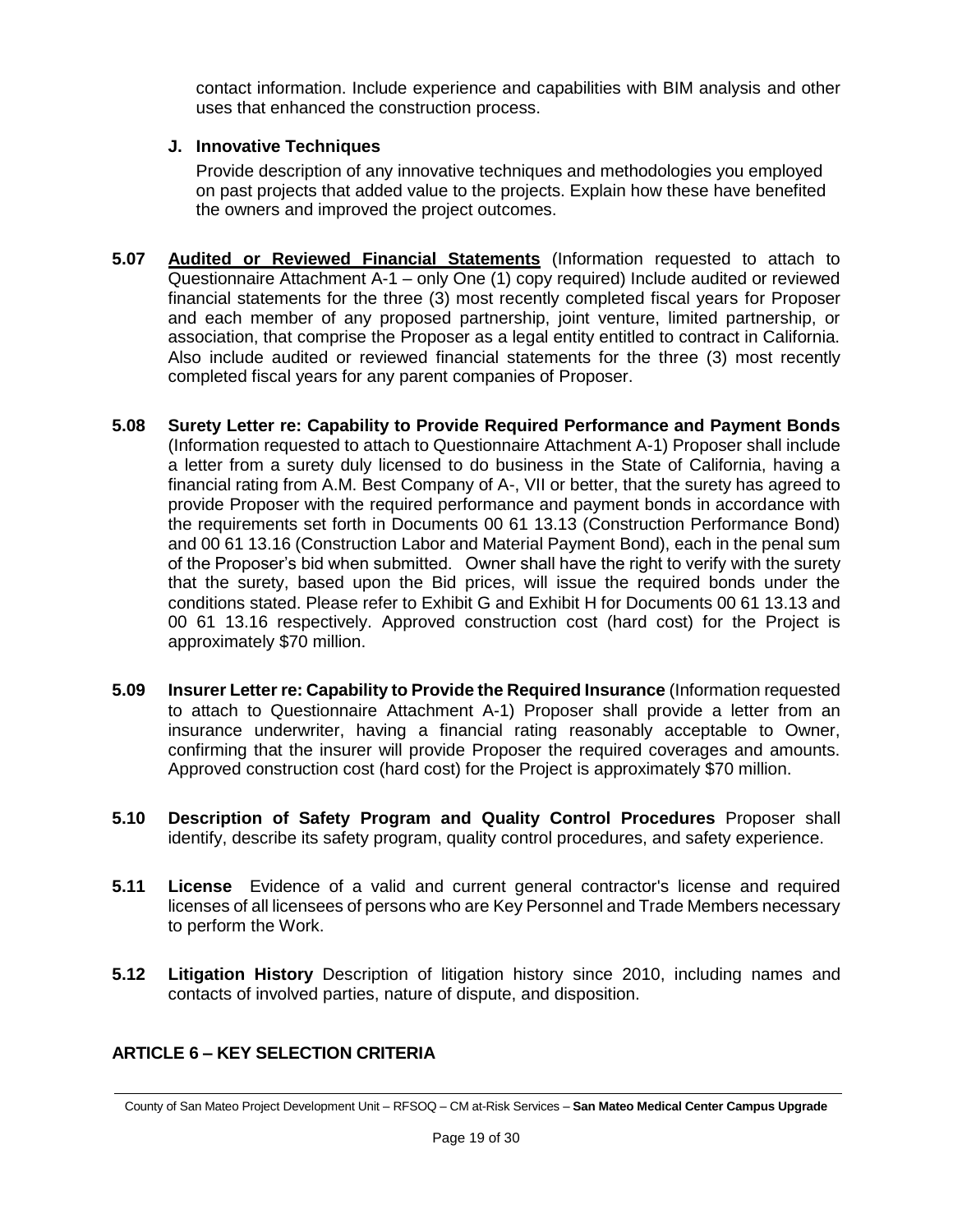contact information. Include experience and capabilities with BIM analysis and other uses that enhanced the construction process.

**J. Innovative Techniques**

Provide description of any innovative techniques and methodologies you employed on past projects that added value to the projects. Explain how these have benefited the owners and improved the project outcomes.

**5.07** **<u>Audited or Reviewed Financial Statements</u>** (Information requested to attach to Questionnaire Attachment A-1 – only One (1) copy required) Include audited or reviewed financial statements for the three (3) most recently completed fiscal years for Proposer and each member of any proposed partnership, joint venture, limited partnership, or association, that comprise the Proposer as a legal entity entitled to contract in California. Also include audited or reviewed financial statements for the three (3) most recently completed fiscal years for any parent companies of Proposer.

**5.08** **Surety Letter re: Capability to Provide Required Performance and Payment Bonds** (Information requested to attach to Questionnaire Attachment A-1) Proposer shall include a letter from a surety duly licensed to do business in the State of California, having a financial rating from A.M. Best Company of A-, VII or better, that the surety has agreed to provide Proposer with the required performance and payment bonds in accordance with the requirements set forth in Documents 00 61 13.13 (Construction Performance Bond) and 00 61 13.16 (Construction Labor and Material Payment Bond), each in the penal sum of the Proposer's bid when submitted. Owner shall have the right to verify with the surety that the surety, based upon the Bid prices, will issue the required bonds under the conditions stated. Please refer to Exhibit G and Exhibit H for Documents 00 61 13.13 and 00 61 13.16 respectively. Approved construction cost (hard cost) for the Project is approximately $70 million.

**5.09** **Insurer Letter re: Capability to Provide the Required Insurance** (Information requested to attach to Questionnaire Attachment A-1) Proposer shall provide a letter from an insurance underwriter, having a financial rating reasonably acceptable to Owner, confirming that the insurer will provide Proposer the required coverages and amounts. Approved construction cost (hard cost) for the Project is approximately $70 million.

**5.10** **Description of Safety Program and Quality Control Procedures** Proposer shall identify, describe its safety program, quality control procedures, and safety experience.

**5.11** **License** Evidence of a valid and current general contractor's license and required licenses of all licensees of persons who are Key Personnel and Trade Members necessary to perform the Work.

**5.12** **Litigation History** Description of litigation history since 2010, including names and contacts of involved parties, nature of dispute, and disposition.

## ARTICLE 6 – KEY SELECTION CRITERIA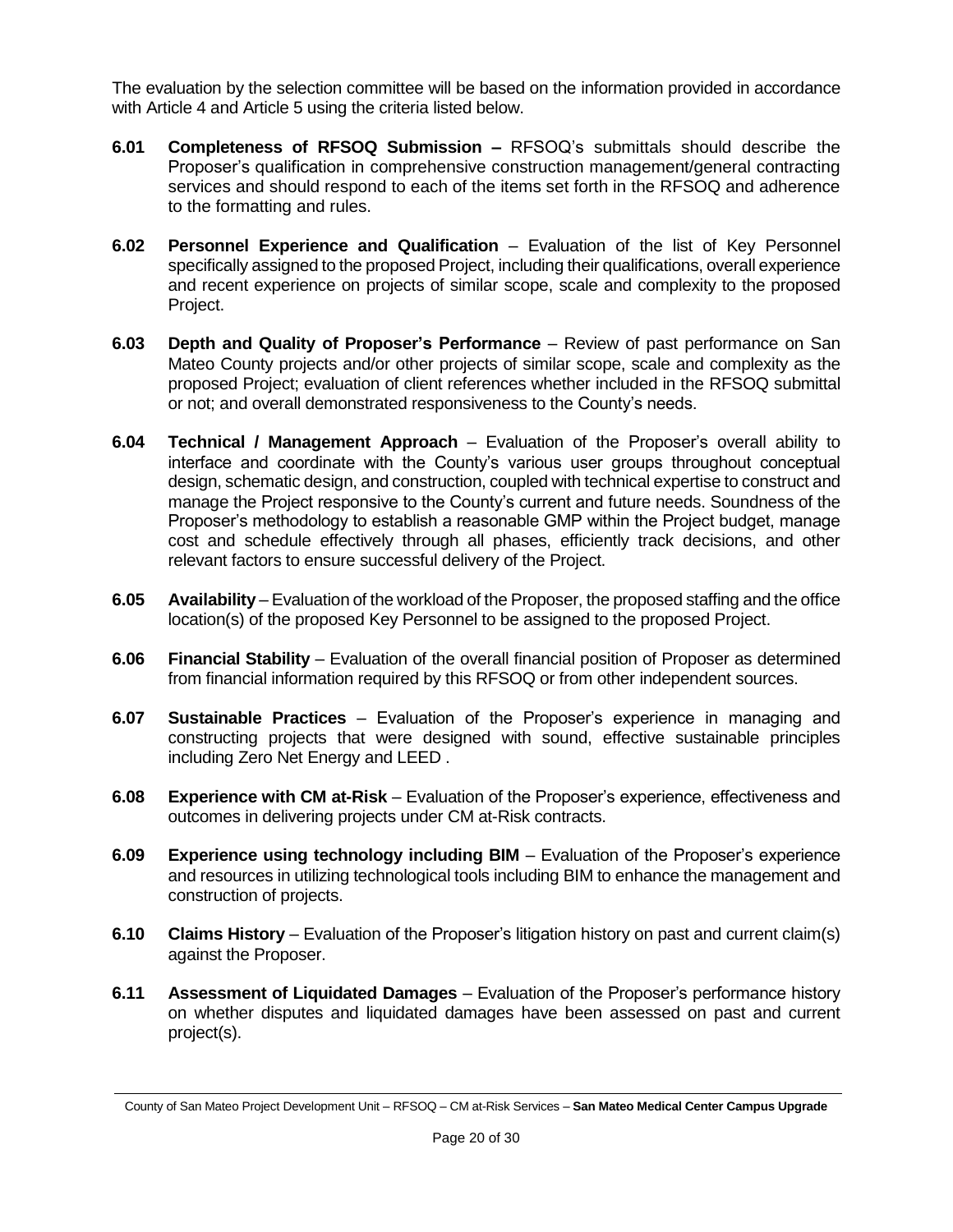The evaluation by the selection committee will be based on the information provided in accordance with Article 4 and Article 5 using the criteria listed below.

**6.01 Completeness of RFSOQ Submission –** RFSOQ's submittals should describe the Proposer's qualification in comprehensive construction management/general contracting services and should respond to each of the items set forth in the RFSOQ and adherence to the formatting and rules.

**6.02 Personnel Experience and Qualification** – Evaluation of the list of Key Personnel specifically assigned to the proposed Project, including their qualifications, overall experience and recent experience on projects of similar scope, scale and complexity to the proposed Project.

**6.03 Depth and Quality of Proposer's Performance** – Review of past performance on San Mateo County projects and/or other projects of similar scope, scale and complexity as the proposed Project; evaluation of client references whether included in the RFSOQ submittal or not; and overall demonstrated responsiveness to the County's needs.

**6.04 Technical / Management Approach** – Evaluation of the Proposer's overall ability to interface and coordinate with the County's various user groups throughout conceptual design, schematic design, and construction, coupled with technical expertise to construct and manage the Project responsive to the County's current and future needs. Soundness of the Proposer's methodology to establish a reasonable GMP within the Project budget, manage cost and schedule effectively through all phases, efficiently track decisions, and other relevant factors to ensure successful delivery of the Project.

**6.05 Availability** – Evaluation of the workload of the Proposer, the proposed staffing and the office location(s) of the proposed Key Personnel to be assigned to the proposed Project.

**6.06 Financial Stability** – Evaluation of the overall financial position of Proposer as determined from financial information required by this RFSOQ or from other independent sources.

**6.07 Sustainable Practices** – Evaluation of the Proposer's experience in managing and constructing projects that were designed with sound, effective sustainable principles including Zero Net Energy and LEED .

**6.08 Experience with CM at-Risk** – Evaluation of the Proposer's experience, effectiveness and outcomes in delivering projects under CM at-Risk contracts.

**6.09 Experience using technology including BIM** – Evaluation of the Proposer's experience and resources in utilizing technological tools including BIM to enhance the management and construction of projects.

**6.10 Claims History** – Evaluation of the Proposer's litigation history on past and current claim(s) against the Proposer.

**6.11 Assessment of Liquidated Damages** – Evaluation of the Proposer's performance history on whether disputes and liquidated damages have been assessed on past and current project(s).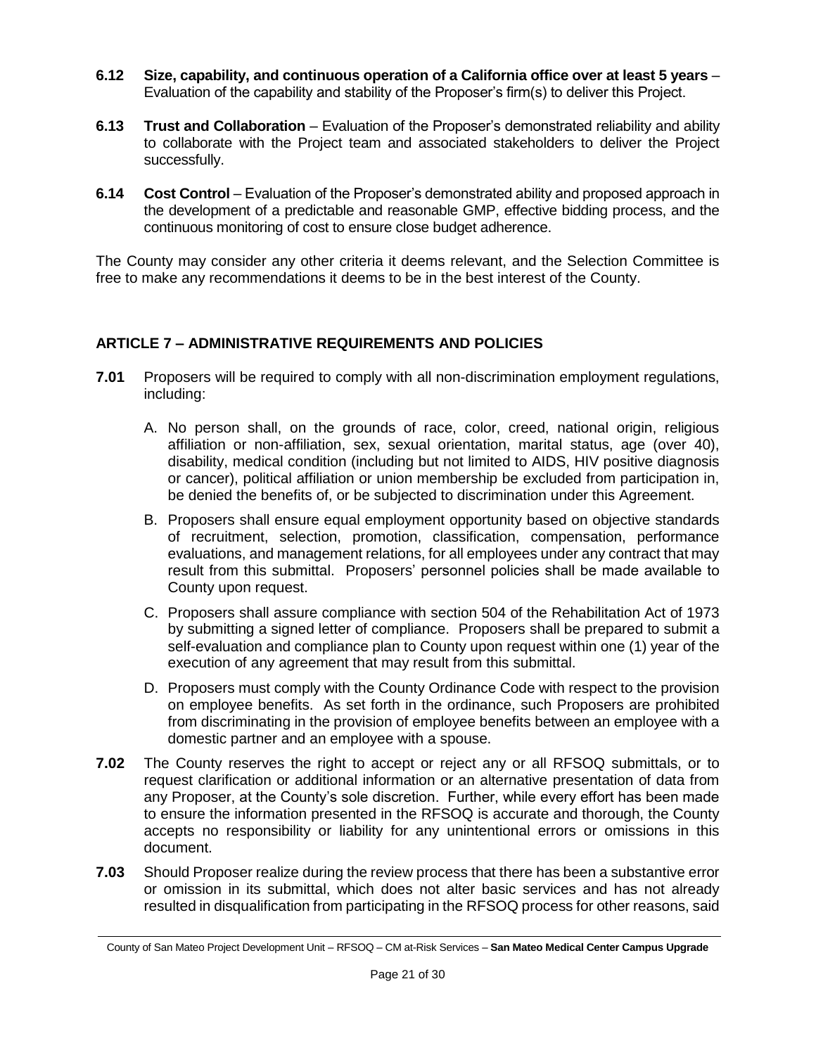**6.12 Size, capability, and continuous operation of a California office over at least 5 years** – Evaluation of the capability and stability of the Proposer's firm(s) to deliver this Project.

**6.13 Trust and Collaboration** – Evaluation of the Proposer's demonstrated reliability and ability to collaborate with the Project team and associated stakeholders to deliver the Project successfully.

**6.14 Cost Control** – Evaluation of the Proposer's demonstrated ability and proposed approach in the development of a predictable and reasonable GMP, effective bidding process, and the continuous monitoring of cost to ensure close budget adherence.

The County may consider any other criteria it deems relevant, and the Selection Committee is free to make any recommendations it deems to be in the best interest of the County.

## ARTICLE 7 – ADMINISTRATIVE REQUIREMENTS AND POLICIES

**7.01** Proposers will be required to comply with all non-discrimination employment regulations, including:

A. No person shall, on the grounds of race, color, creed, national origin, religious affiliation or non-affiliation, sex, sexual orientation, marital status, age (over 40), disability, medical condition (including but not limited to AIDS, HIV positive diagnosis or cancer), political affiliation or union membership be excluded from participation in, be denied the benefits of, or be subjected to discrimination under this Agreement.

B. Proposers shall ensure equal employment opportunity based on objective standards of recruitment, selection, promotion, classification, compensation, performance evaluations, and management relations, for all employees under any contract that may result from this submittal. Proposers' personnel policies shall be made available to County upon request.

C. Proposers shall assure compliance with section 504 of the Rehabilitation Act of 1973 by submitting a signed letter of compliance. Proposers shall be prepared to submit a self-evaluation and compliance plan to County upon request within one (1) year of the execution of any agreement that may result from this submittal.

D. Proposers must comply with the County Ordinance Code with respect to the provision on employee benefits. As set forth in the ordinance, such Proposers are prohibited from discriminating in the provision of employee benefits between an employee with a domestic partner and an employee with a spouse.

**7.02** The County reserves the right to accept or reject any or all RFSOQ submittals, or to request clarification or additional information or an alternative presentation of data from any Proposer, at the County's sole discretion. Further, while every effort has been made to ensure the information presented in the RFSOQ is accurate and thorough, the County accepts no responsibility or liability for any unintentional errors or omissions in this document.

**7.03** Should Proposer realize during the review process that there has been a substantive error or omission in its submittal, which does not alter basic services and has not already resulted in disqualification from participating in the RFSOQ process for other reasons, said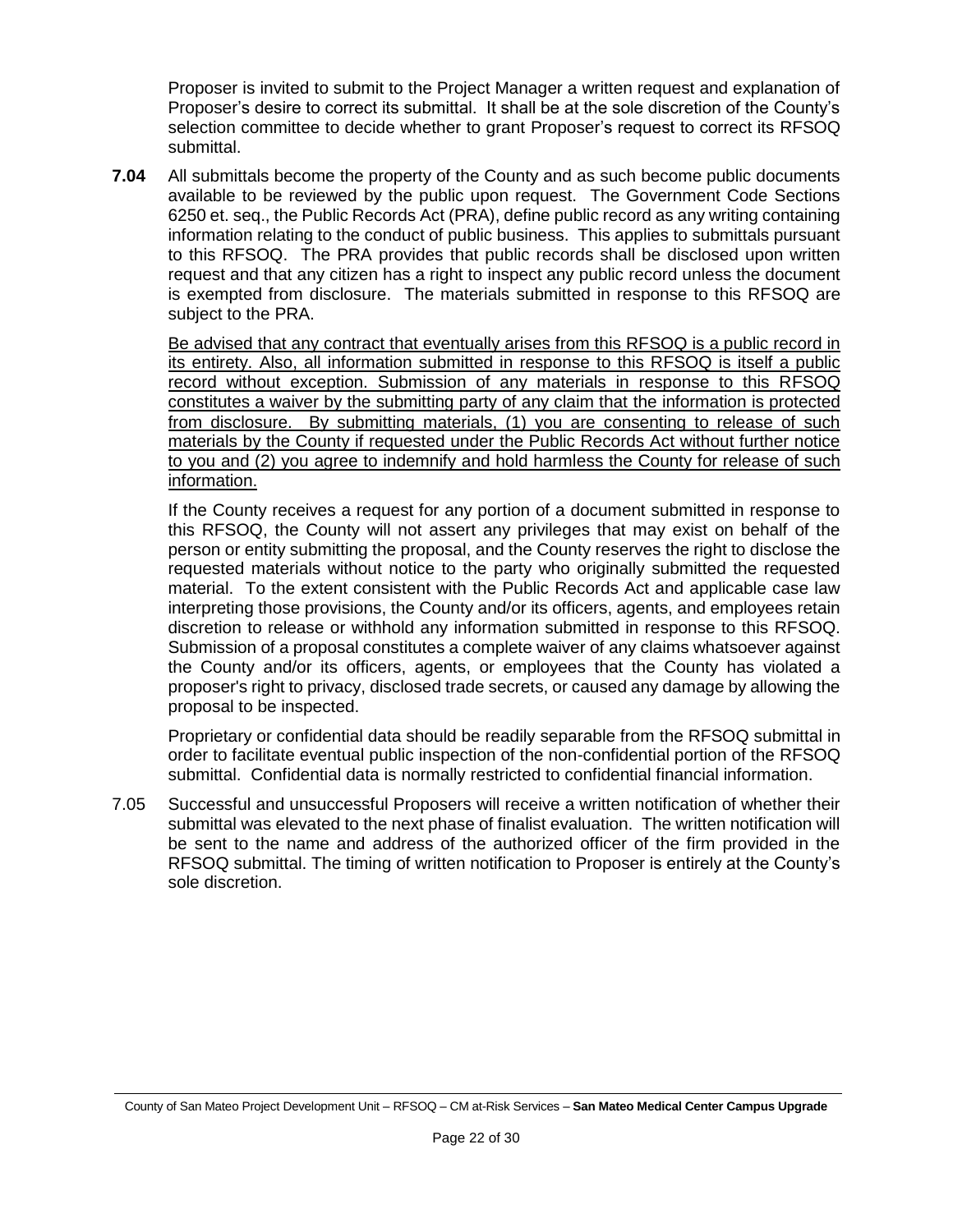Proposer is invited to submit to the Project Manager a written request and explanation of Proposer's desire to correct its submittal. It shall be at the sole discretion of the County's selection committee to decide whether to grant Proposer's request to correct its RFSOQ submittal.

**7.04** All submittals become the property of the County and as such become public documents available to be reviewed by the public upon request. The Government Code Sections 6250 et. seq., the Public Records Act (PRA), define public record as any writing containing information relating to the conduct of public business. This applies to submittals pursuant to this RFSOQ. The PRA provides that public records shall be disclosed upon written request and that any citizen has a right to inspect any public record unless the document is exempted from disclosure. The materials submitted in response to this RFSOQ are subject to the PRA.

<u>Be advised that any contract that eventually arises from this RFSOQ is a public record in its entirety. Also, all information submitted in response to this RFSOQ is itself a public record without exception. Submission of any materials in response to this RFSOQ constitutes a waiver by the submitting party of any claim that the information is protected from disclosure. By submitting materials, (1) you are consenting to release of such materials by the County if requested under the Public Records Act without further notice to you and (2) you agree to indemnify and hold harmless the County for release of such information.</u>

If the County receives a request for any portion of a document submitted in response to this RFSOQ, the County will not assert any privileges that may exist on behalf of the person or entity submitting the proposal, and the County reserves the right to disclose the requested materials without notice to the party who originally submitted the requested material. To the extent consistent with the Public Records Act and applicable case law interpreting those provisions, the County and/or its officers, agents, and employees retain discretion to release or withhold any information submitted in response to this RFSOQ. Submission of a proposal constitutes a complete waiver of any claims whatsoever against the County and/or its officers, agents, or employees that the County has violated a proposer's right to privacy, disclosed trade secrets, or caused any damage by allowing the proposal to be inspected.

Proprietary or confidential data should be readily separable from the RFSOQ submittal in order to facilitate eventual public inspection of the non-confidential portion of the RFSOQ submittal. Confidential data is normally restricted to confidential financial information.

7.05 Successful and unsuccessful Proposers will receive a written notification of whether their submittal was elevated to the next phase of finalist evaluation. The written notification will be sent to the name and address of the authorized officer of the firm provided in the RFSOQ submittal. The timing of written notification to Proposer is entirely at the County's sole discretion.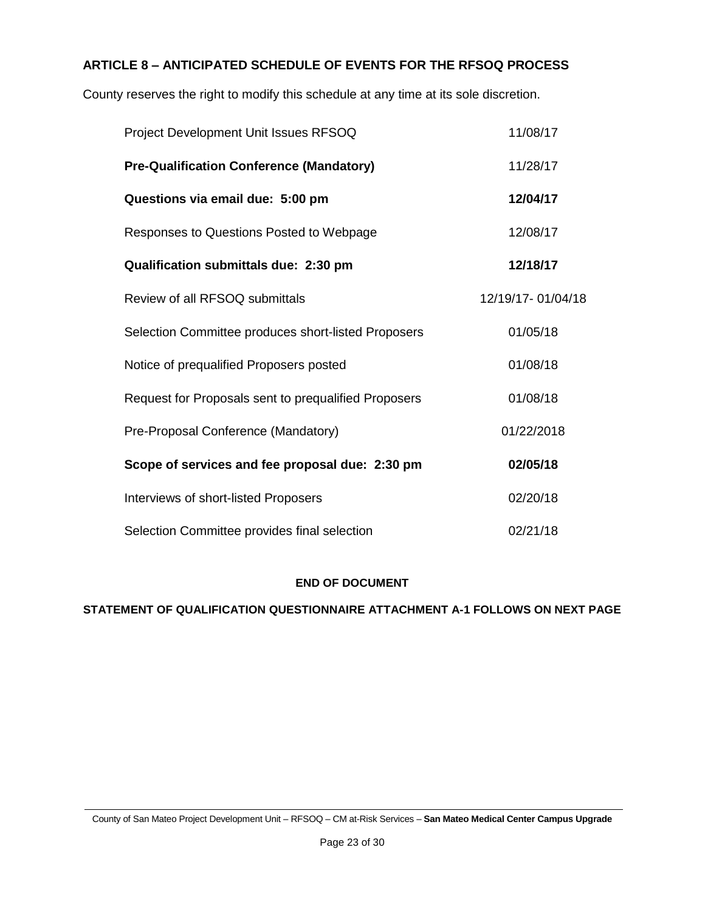## ARTICLE 8 – ANTICIPATED SCHEDULE OF EVENTS FOR THE RFSOQ PROCESS

County reserves the right to modify this schedule at any time at its sole discretion.

| Event | Date |
|---|---|
| Project Development Unit Issues RFSOQ | 11/08/17 |
| **Pre-Qualification Conference (Mandatory)** | 11/28/17 |
| **Questions via email due: 5:00 pm** | **12/04/17** |
| Responses to Questions Posted to Webpage | 12/08/17 |
| **Qualification submittals due: 2:30 pm** | **12/18/17** |
| Review of all RFSOQ submittals | 12/19/17- 01/04/18 |
| Selection Committee produces short-listed Proposers | 01/05/18 |
| Notice of prequalified Proposers posted | 01/08/18 |
| Request for Proposals sent to prequalified Proposers | 01/08/18 |
| Pre-Proposal Conference (Mandatory) | 01/22/2018 |
| **Scope of services and fee proposal due: 2:30 pm** | **02/05/18** |
| Interviews of short-listed Proposers | 02/20/18 |
| Selection Committee provides final selection | 02/21/18 |

**END OF DOCUMENT**

**STATEMENT OF QUALIFICATION QUESTIONNAIRE ATTACHMENT A-1 FOLLOWS ON NEXT PAGE**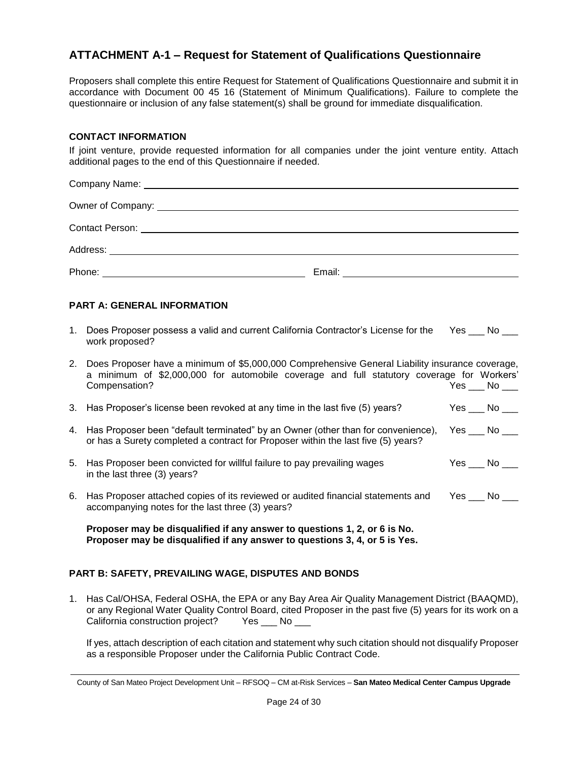## ATTACHMENT A-1 – Request for Statement of Qualifications Questionnaire

Proposers shall complete this entire Request for Statement of Qualifications Questionnaire and submit it in accordance with Document 00 45 16 (Statement of Minimum Qualifications). Failure to complete the questionnaire or inclusion of any false statement(s) shall be ground for immediate disqualification.

### CONTACT INFORMATION

If joint venture, provide requested information for all companies under the joint venture entity. Attach additional pages to the end of this Questionnaire if needed.

Company Name: ______________________________

Owner of Company: ______________________________

Contact Person: ______________________________

Address: ______________________________

Phone: ______________________________ Email: ______________________________

### PART A: GENERAL INFORMATION

1. Does Proposer possess a valid and current California Contractor's License for the work proposed? Yes ___ No ___

2. Does Proposer have a minimum of $5,000,000 Comprehensive General Liability insurance coverage, a minimum of $2,000,000 for automobile coverage and full statutory coverage for Workers' Compensation? Yes ___ No ___

3. Has Proposer's license been revoked at any time in the last five (5) years? Yes ___ No ___

4. Has Proposer been "default terminated" by an Owner (other than for convenience), or has a Surety completed a contract for Proposer within the last five (5) years? Yes ___ No ___

5. Has Proposer been convicted for willful failure to pay prevailing wages in the last three (3) years? Yes ___ No ___

6. Has Proposer attached copies of its reviewed or audited financial statements and accompanying notes for the last three (3) years? Yes ___ No ___

**Proposer may be disqualified if any answer to questions 1, 2, or 6 is No.**
**Proposer may be disqualified if any answer to questions 3, 4, or 5 is Yes.**

### PART B: SAFETY, PREVAILING WAGE, DISPUTES AND BONDS

1. Has Cal/OHSA, Federal OSHA, the EPA or any Bay Area Air Quality Management District (BAAQMD), or any Regional Water Quality Control Board, cited Proposer in the past five (5) years for its work on a California construction project? Yes ___ No ___

   If yes, attach description of each citation and statement why such citation should not disqualify Proposer as a responsible Proposer under the California Public Contract Code.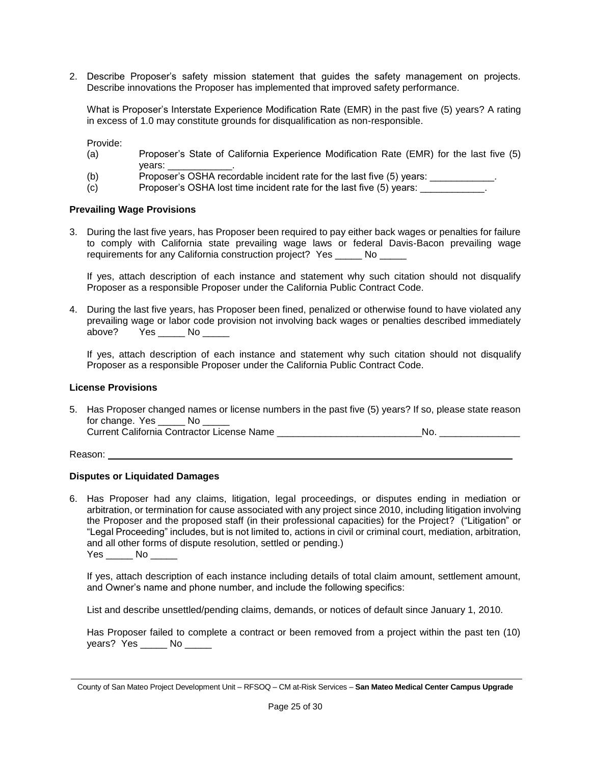2. Describe Proposer's safety mission statement that guides the safety management on projects. Describe innovations the Proposer has implemented that improved safety performance.

   What is Proposer's Interstate Experience Modification Rate (EMR) in the past five (5) years? A rating in excess of 1.0 may constitute grounds for disqualification as non-responsible.

   Provide:

   (a) Proposer's State of California Experience Modification Rate (EMR) for the last five (5) years: ____________.

   (b) Proposer's OSHA recordable incident rate for the last five (5) years: ____________.

   (c) Proposer's OSHA lost time incident rate for the last five (5) years: ____________.

**Prevailing Wage Provisions**

3. During the last five years, has Proposer been required to pay either back wages or penalties for failure to comply with California state prevailing wage laws or federal Davis-Bacon prevailing wage requirements for any California construction project? Yes _____ No _____

   If yes, attach description of each instance and statement why such citation should not disqualify Proposer as a responsible Proposer under the California Public Contract Code.

4. During the last five years, has Proposer been fined, penalized or otherwise found to have violated any prevailing wage or labor code provision not involving back wages or penalties described immediately above? Yes _____ No _____

   If yes, attach description of each instance and statement why such citation should not disqualify Proposer as a responsible Proposer under the California Public Contract Code.

**License Provisions**

5. Has Proposer changed names or license numbers in the past five (5) years? If so, please state reason for change. Yes _____ No _____
   Current California Contractor License Name ___________________________No. _______________

Reason: ______________________________________________________________________________

**Disputes or Liquidated Damages**

6. Has Proposer had any claims, litigation, legal proceedings, or disputes ending in mediation or arbitration, or termination for cause associated with any project since 2010, including litigation involving the Proposer and the proposed staff (in their professional capacities) for the Project? ("Litigation" or "Legal Proceeding" includes, but is not limited to, actions in civil or criminal court, mediation, arbitration, and all other forms of dispute resolution, settled or pending.)
   Yes _____ No _____

   If yes, attach description of each instance including details of total claim amount, settlement amount, and Owner's name and phone number, and include the following specifics:

   List and describe unsettled/pending claims, demands, or notices of default since January 1, 2010.

   Has Proposer failed to complete a contract or been removed from a project within the past ten (10) years? Yes _____ No _____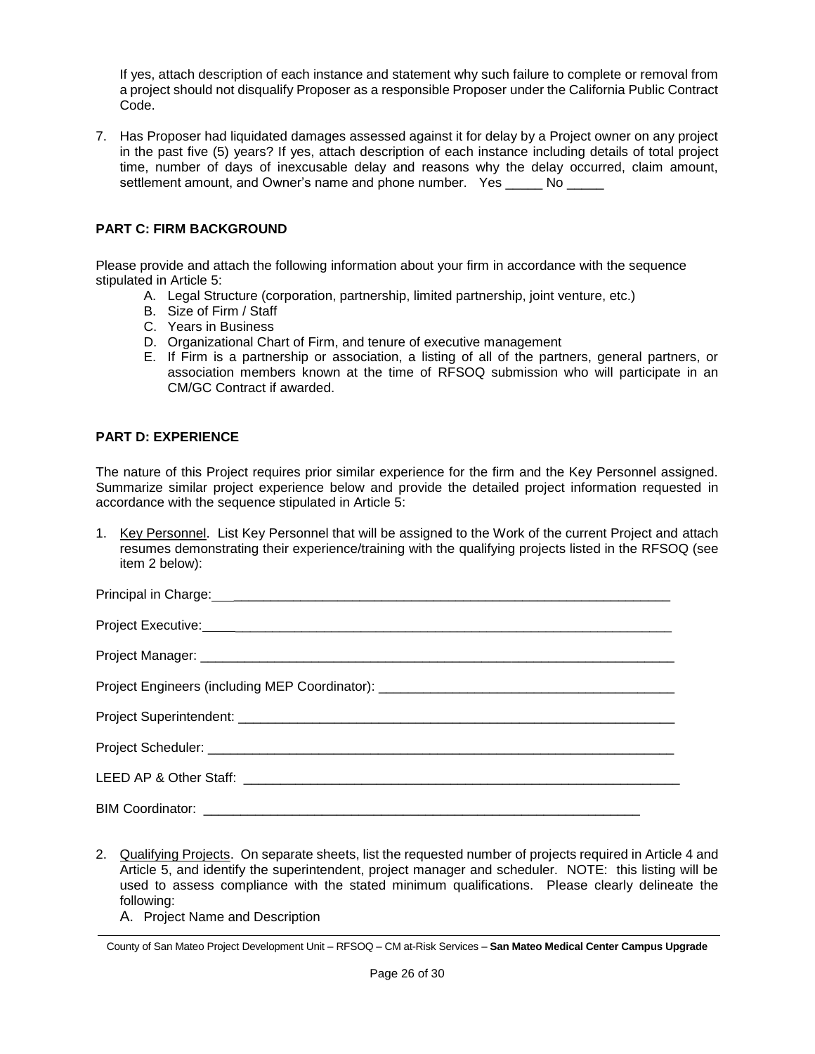If yes, attach description of each instance and statement why such failure to complete or removal from a project should not disqualify Proposer as a responsible Proposer under the California Public Contract Code.

7. Has Proposer had liquidated damages assessed against it for delay by a Project owner on any project in the past five (5) years? If yes, attach description of each instance including details of total project time, number of days of inexcusable delay and reasons why the delay occurred, claim amount, settlement amount, and Owner's name and phone number. Yes _____ No _____

**PART C: FIRM BACKGROUND**

Please provide and attach the following information about your firm in accordance with the sequence stipulated in Article 5:

A. Legal Structure (corporation, partnership, limited partnership, joint venture, etc.)
B. Size of Firm / Staff
C. Years in Business
D. Organizational Chart of Firm, and tenure of executive management
E. If Firm is a partnership or association, a listing of all of the partners, general partners, or association members known at the time of RFSOQ submission who will participate in an CM/GC Contract if awarded.

**PART D: EXPERIENCE**

The nature of this Project requires prior similar experience for the firm and the Key Personnel assigned. Summarize similar project experience below and provide the detailed project information requested in accordance with the sequence stipulated in Article 5:

1. Key Personnel. List Key Personnel that will be assigned to the Work of the current Project and attach resumes demonstrating their experience/training with the qualifying projects listed in the RFSOQ (see item 2 below):

Principal in Charge: _______________________________________________________________

Project Executive: ________________________________________________________________

Project Manager: _________________________________________________________________

Project Engineers (including MEP Coordinator): ________________________________________

Project Superintendent: ____________________________________________________________

Project Scheduler: ________________________________________________________________

LEED AP & Other Staff: ___________________________________________________________

BIM Coordinator: ________________________________________________________________

2. Qualifying Projects. On separate sheets, list the requested number of projects required in Article 4 and Article 5, and identify the superintendent, project manager and scheduler. NOTE: this listing will be used to assess compliance with the stated minimum qualifications. Please clearly delineate the following:

   A. Project Name and Description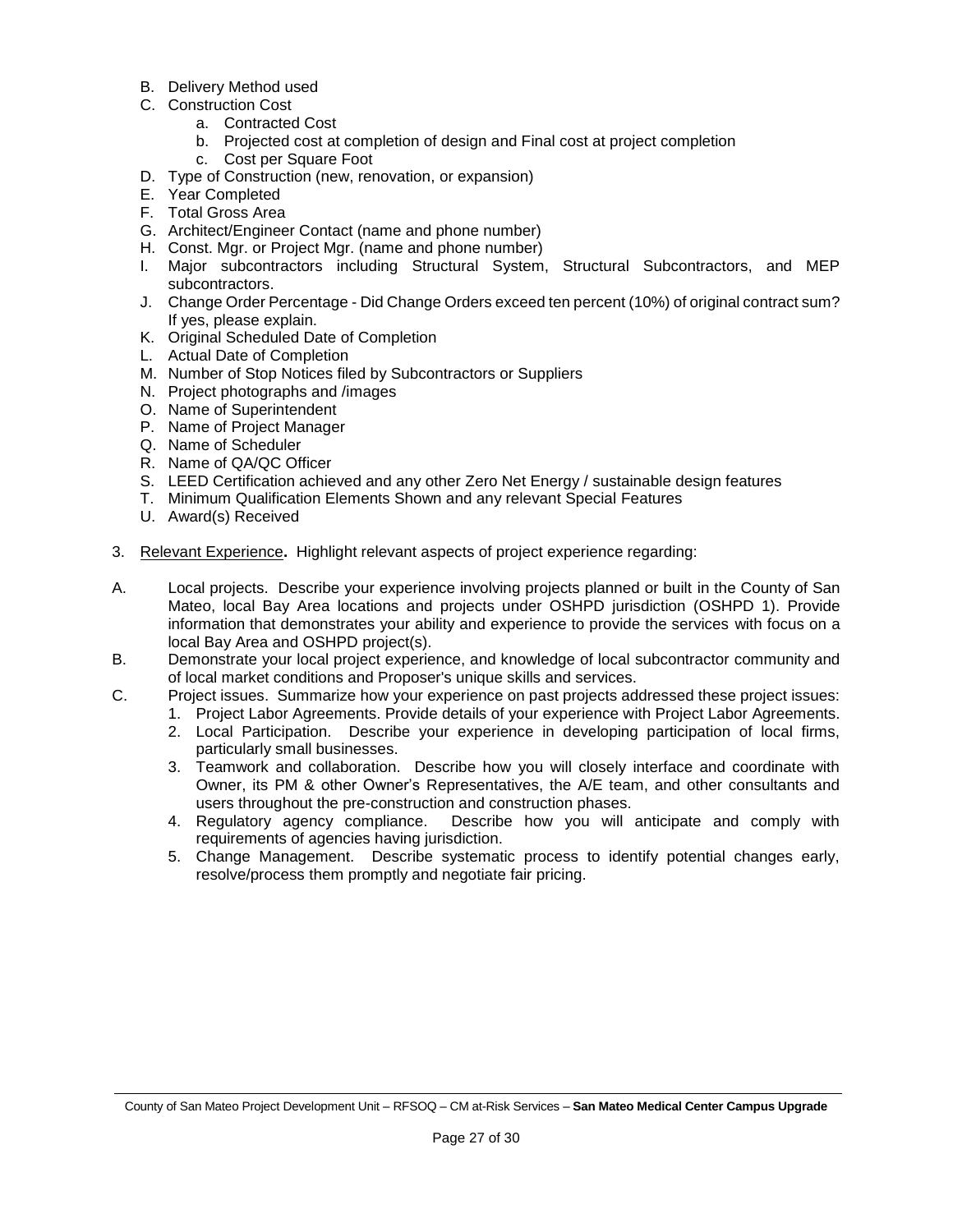B. Delivery Method used
C. Construction Cost
    a. Contracted Cost
    b. Projected cost at completion of design and Final cost at project completion
    c. Cost per Square Foot
D. Type of Construction (new, renovation, or expansion)
E. Year Completed
F. Total Gross Area
G. Architect/Engineer Contact (name and phone number)
H. Const. Mgr. or Project Mgr. (name and phone number)
I. Major subcontractors including Structural System, Structural Subcontractors, and MEP subcontractors.
J. Change Order Percentage - Did Change Orders exceed ten percent (10%) of original contract sum? If yes, please explain.
K. Original Scheduled Date of Completion
L. Actual Date of Completion
M. Number of Stop Notices filed by Subcontractors or Suppliers
N. Project photographs and /images
O. Name of Superintendent
P. Name of Project Manager
Q. Name of Scheduler
R. Name of QA/QC Officer
S. LEED Certification achieved and any other Zero Net Energy / sustainable design features
T. Minimum Qualification Elements Shown and any relevant Special Features
U. Award(s) Received

3. <u>Relevant Experience</u>**.** Highlight relevant aspects of project experience regarding:

A. Local projects. Describe your experience involving projects planned or built in the County of San Mateo, local Bay Area locations and projects under OSHPD jurisdiction (OSHPD 1). Provide information that demonstrates your ability and experience to provide the services with focus on a local Bay Area and OSHPD project(s).

B. Demonstrate your local project experience, and knowledge of local subcontractor community and of local market conditions and Proposer's unique skills and services.

C. Project issues. Summarize how your experience on past projects addressed these project issues:
    1. Project Labor Agreements. Provide details of your experience with Project Labor Agreements.
    2. Local Participation. Describe your experience in developing participation of local firms, particularly small businesses.
    3. Teamwork and collaboration. Describe how you will closely interface and coordinate with Owner, its PM & other Owner's Representatives, the A/E team, and other consultants and users throughout the pre-construction and construction phases.
    4. Regulatory agency compliance. Describe how you will anticipate and comply with requirements of agencies having jurisdiction.
    5. Change Management. Describe systematic process to identify potential changes early, resolve/process them promptly and negotiate fair pricing.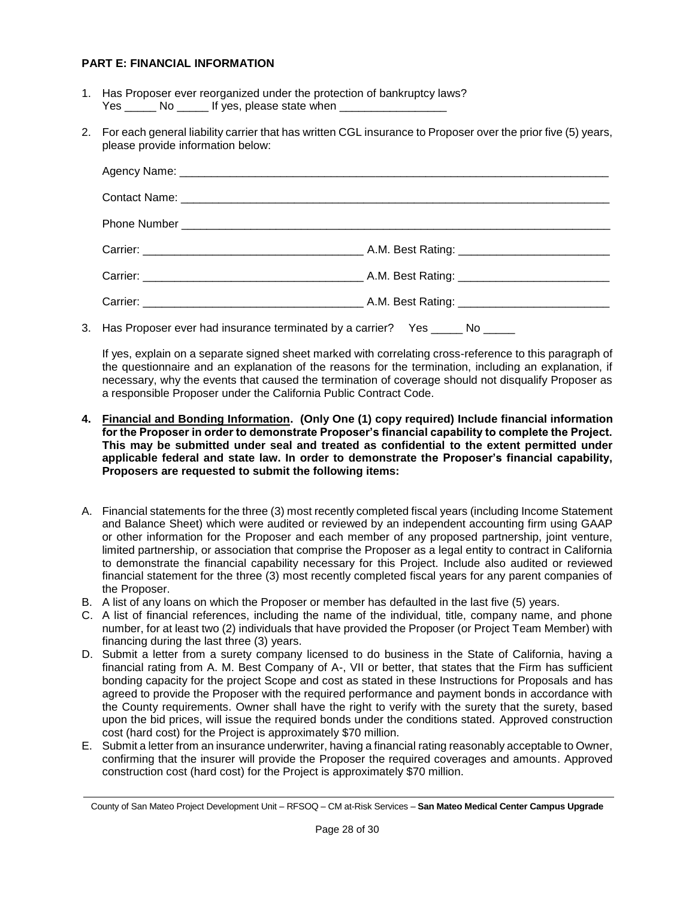**PART E: FINANCIAL INFORMATION**

1. Has Proposer ever reorganized under the protection of bankruptcy laws?
   Yes _____ No _____ If yes, please state when _________________

2. For each general liability carrier that has written CGL insurance to Proposer over the prior five (5) years, please provide information below:

   Agency Name: ______________________________________________________________________

   Contact Name: ______________________________________________________________________

   Phone Number ______________________________________________________________________

   Carrier: ___________________________________ A.M. Best Rating: ________________________

   Carrier: ___________________________________ A.M. Best Rating: ________________________

   Carrier: ___________________________________ A.M. Best Rating: ________________________

3. Has Proposer ever had insurance terminated by a carrier? Yes _____ No _____

   If yes, explain on a separate signed sheet marked with correlating cross-reference to this paragraph of the questionnaire and an explanation of the reasons for the termination, including an explanation, if necessary, why the events that caused the termination of coverage should not disqualify Proposer as a responsible Proposer under the California Public Contract Code.

4. **Financial and Bonding Information. (Only One (1) copy required) Include financial information for the Proposer in order to demonstrate Proposer's financial capability to complete the Project. This may be submitted under seal and treated as confidential to the extent permitted under applicable federal and state law. In order to demonstrate the Proposer's financial capability, Proposers are requested to submit the following items:**

A. Financial statements for the three (3) most recently completed fiscal years (including Income Statement and Balance Sheet) which were audited or reviewed by an independent accounting firm using GAAP or other information for the Proposer and each member of any proposed partnership, joint venture, limited partnership, or association that comprise the Proposer as a legal entity to contract in California to demonstrate the financial capability necessary for this Project. Include also audited or reviewed financial statement for the three (3) most recently completed fiscal years for any parent companies of the Proposer.

B. A list of any loans on which the Proposer or member has defaulted in the last five (5) years.

C. A list of financial references, including the name of the individual, title, company name, and phone number, for at least two (2) individuals that have provided the Proposer (or Project Team Member) with financing during the last three (3) years.

D. Submit a letter from a surety company licensed to do business in the State of California, having a financial rating from A. M. Best Company of A-, VII or better, that states that the Firm has sufficient bonding capacity for the project Scope and cost as stated in these Instructions for Proposals and has agreed to provide the Proposer with the required performance and payment bonds in accordance with the County requirements. Owner shall have the right to verify with the surety that the surety, based upon the bid prices, will issue the required bonds under the conditions stated. Approved construction cost (hard cost) for the Project is approximately $70 million.

E. Submit a letter from an insurance underwriter, having a financial rating reasonably acceptable to Owner, confirming that the insurer will provide the Proposer the required coverages and amounts. Approved construction cost (hard cost) for the Project is approximately $70 million.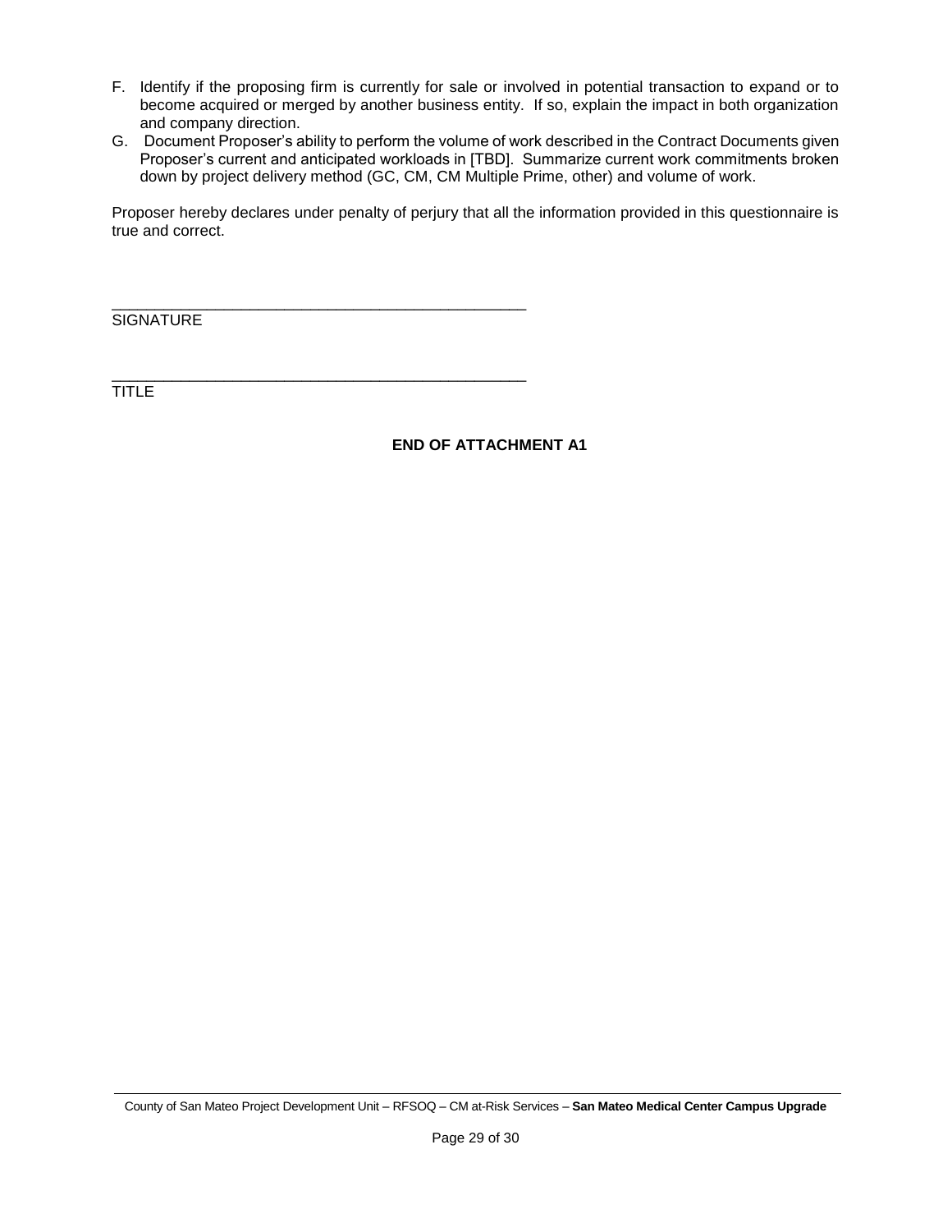F. Identify if the proposing firm is currently for sale or involved in potential transaction to expand or to become acquired or merged by another business entity. If so, explain the impact in both organization and company direction.

G. Document Proposer's ability to perform the volume of work described in the Contract Documents given Proposer's current and anticipated workloads in [TBD]. Summarize current work commitments broken down by project delivery method (GC, CM, CM Multiple Prime, other) and volume of work.

Proposer hereby declares under penalty of perjury that all the information provided in this questionnaire is true and correct.

\_\_\_\_\_\_\_\_\_\_\_\_\_\_\_\_\_\_\_\_\_\_\_\_\_\_\_\_\_\_\_\_\_\_\_\_\_\_\_\_\_\_\_\_\_\_\_\_

SIGNATURE

\_\_\_\_\_\_\_\_\_\_\_\_\_\_\_\_\_\_\_\_\_\_\_\_\_\_\_\_\_\_\_\_\_\_\_\_\_\_\_\_\_\_\_\_\_\_\_\_

TITLE

**END OF ATTACHMENT A1**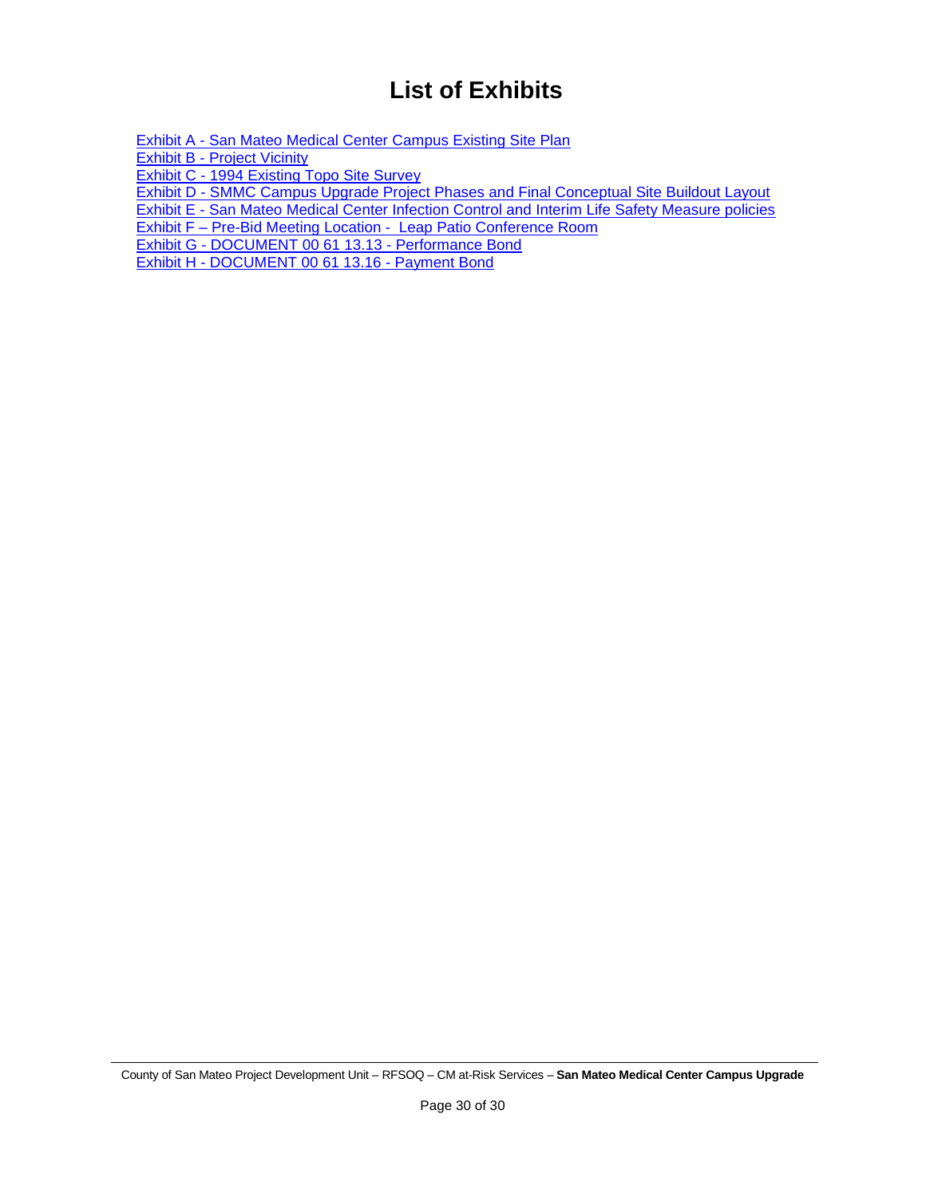# List of Exhibits

Exhibit A - San Mateo Medical Center Campus Existing Site Plan
Exhibit B - Project Vicinity
Exhibit C - 1994 Existing Topo Site Survey
Exhibit D - SMMC Campus Upgrade Project Phases and Final Conceptual Site Buildout Layout
Exhibit E - San Mateo Medical Center Infection Control and Interim Life Safety Measure policies
Exhibit F – Pre-Bid Meeting Location - Leap Patio Conference Room
Exhibit G - DOCUMENT 00 61 13.13 - Performance Bond
Exhibit H - DOCUMENT 00 61 13.16 - Payment Bond